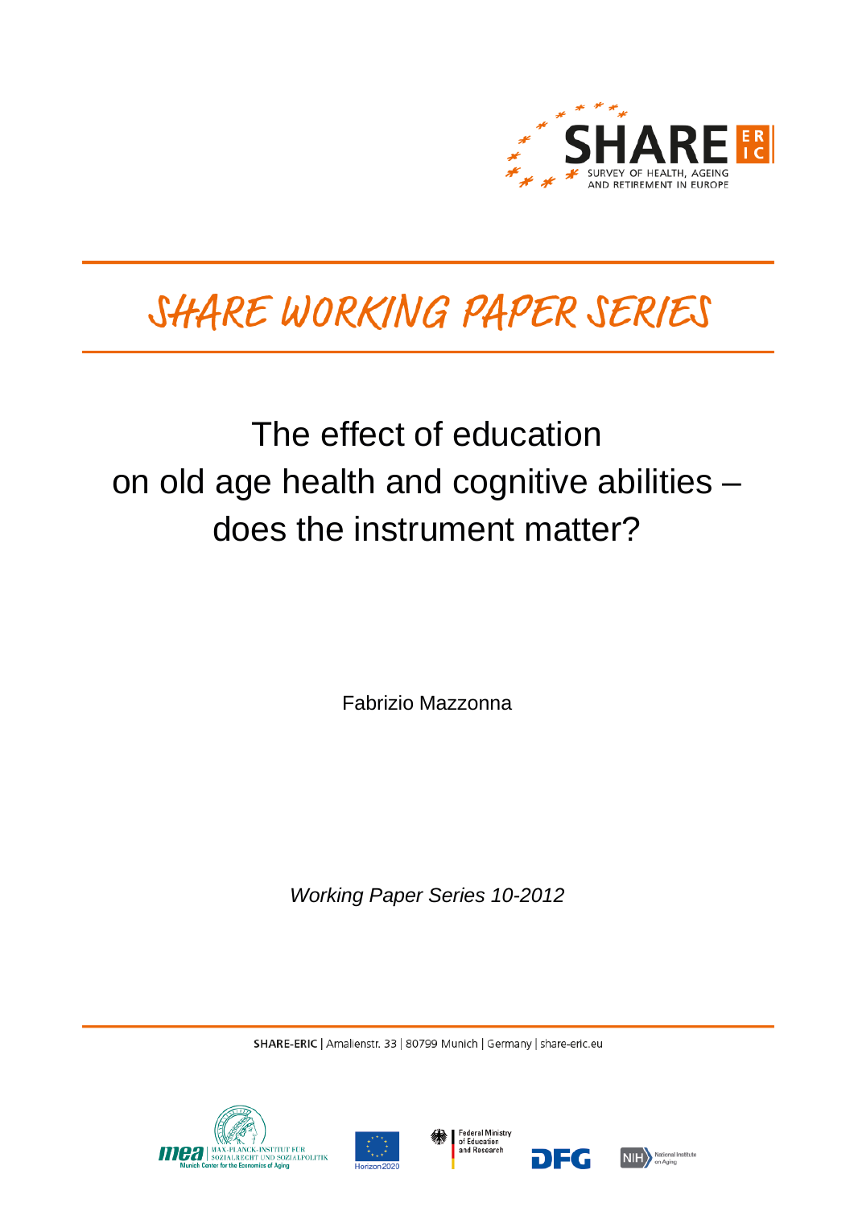SHARE
SURVEY OF HEALTH, AGEING AND RETIREMENT IN EUROPE

# SHARE WORKING PAPER SERIES

## The effect of education on old age health and cognitive abilities – does the instrument matter?

Fabrizio Mazzonna

*Working Paper Series 10-2012*

SHARE-ERIC | Amalienstr. 33 | 80799 Munich | Germany | share-eric.eu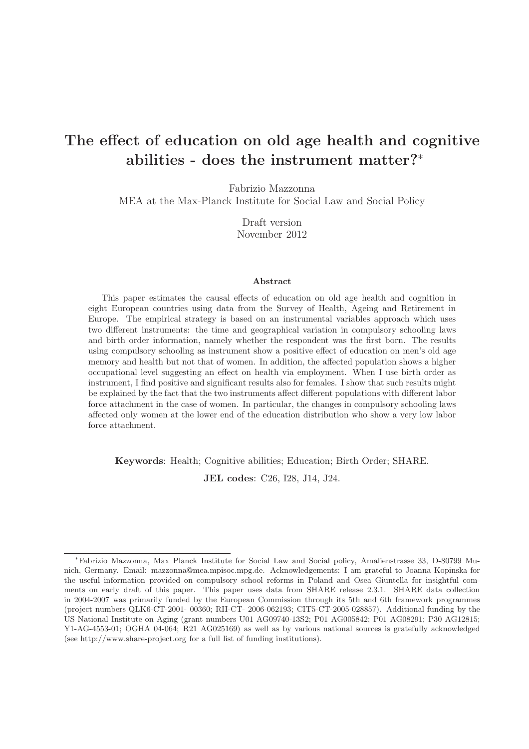# The effect of education on old age health and cognitive abilities - does the instrument matter?*

Fabrizio Mazzonna
MEA at the Max-Planck Institute for Social Law and Social Policy

Draft version
November 2012

### Abstract

This paper estimates the causal effects of education on old age health and cognition in eight European countries using data from the Survey of Health, Ageing and Retirement in Europe. The empirical strategy is based on an instrumental variables approach which uses two different instruments: the time and geographical variation in compulsory schooling laws and birth order information, namely whether the respondent was the first born. The results using compulsory schooling as instrument show a positive effect of education on men's old age memory and health but not that of women. In addition, the affected population shows a higher occupational level suggesting an effect on health via employment. When I use birth order as instrument, I find positive and significant results also for females. I show that such results might be explained by the fact that the two instruments affect different populations with different labor force attachment in the case of women. In particular, the changes in compulsory schooling laws affected only women at the lower end of the education distribution who show a very low labor force attachment.

**Keywords**: Health; Cognitive abilities; Education; Birth Order; SHARE.

**JEL codes**: C26, I28, J14, J24.

---

*Fabrizio Mazzonna, Max Planck Institute for Social Law and Social policy, Amalienstrasse 33, D-80799 Munich, Germany. Email: mazzonna@mea.mpisoc.mpg.de. Acknowledgements: I am grateful to Joanna Kopinska for the useful information provided on compulsory school reforms in Poland and Osea Giuntella for insightful comments on early draft of this paper. This paper uses data from SHARE release 2.3.1. SHARE data collection in 2004-2007 was primarily funded by the European Commission through its 5th and 6th framework programmes (project numbers QLK6-CT-2001- 00360; RII-CT- 2006-062193; CIT5-CT-2005-028857). Additional funding by the US National Institute on Aging (grant numbers U01 AG09740-13S2; P01 AG005842; P01 AG08291; P30 AG12815; Y1-AG-4553-01; OGHA 04-064; R21 AG025169) as well as by various national sources is gratefully acknowledged (see http://www.share-project.org for a full list of funding institutions).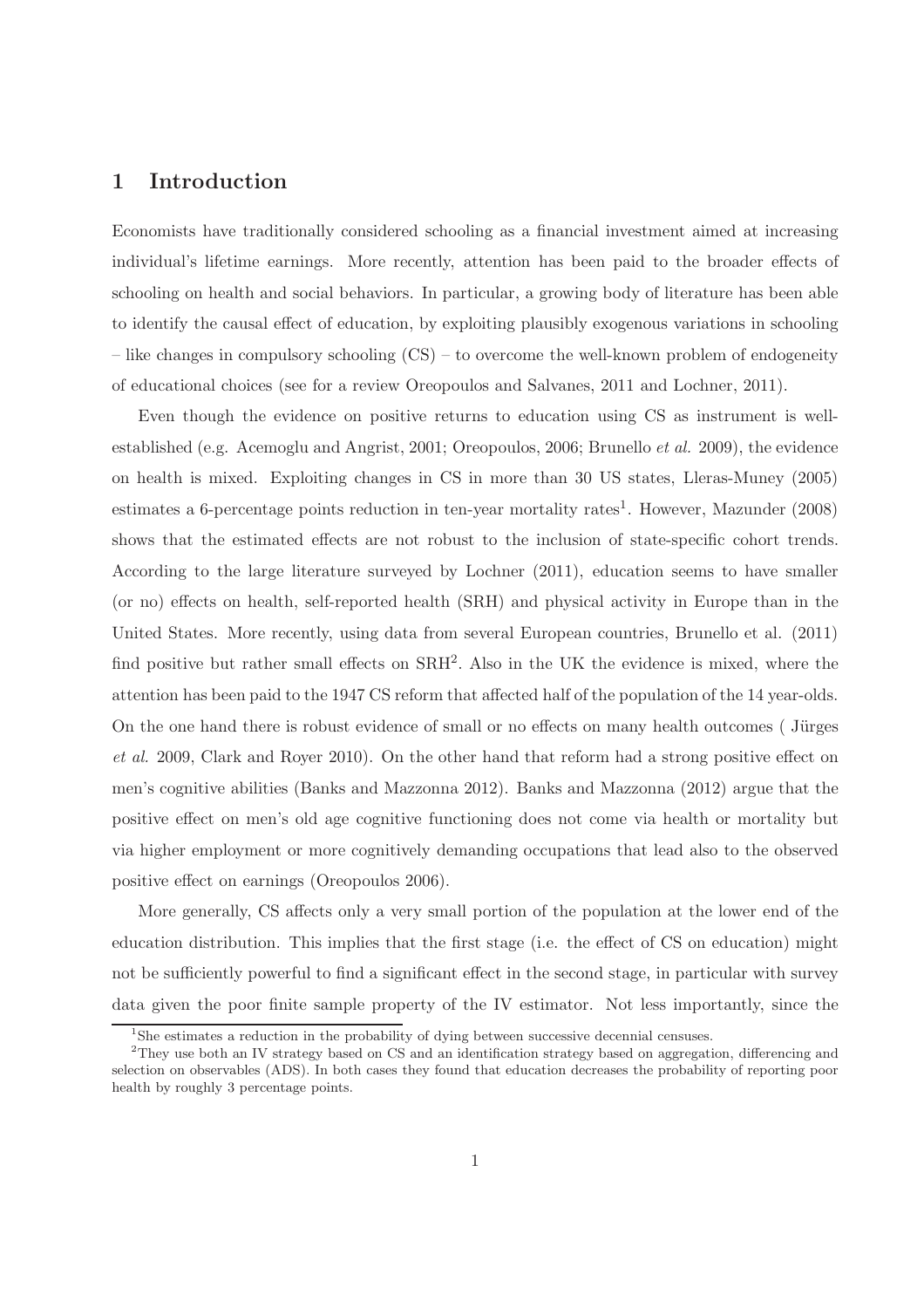# 1 Introduction

Economists have traditionally considered schooling as a financial investment aimed at increasing individual's lifetime earnings. More recently, attention has been paid to the broader effects of schooling on health and social behaviors. In particular, a growing body of literature has been able to identify the causal effect of education, by exploiting plausibly exogenous variations in schooling – like changes in compulsory schooling (CS) – to overcome the well-known problem of endogeneity of educational choices (see for a review Oreopoulos and Salvanes, 2011 and Lochner, 2011).

Even though the evidence on positive returns to education using CS as instrument is well-established (e.g. Acemoglu and Angrist, 2001; Oreopoulos, 2006; Brunello *et al.* 2009), the evidence on health is mixed. Exploiting changes in CS in more than 30 US states, Lleras-Muney (2005) estimates a 6-percentage points reduction in ten-year mortality rates[1]. However, Mazunder (2008) shows that the estimated effects are not robust to the inclusion of state-specific cohort trends. According to the large literature surveyed by Lochner (2011), education seems to have smaller (or no) effects on health, self-reported health (SRH) and physical activity in Europe than in the United States. More recently, using data from several European countries, Brunello et al. (2011) find positive but rather small effects on SRH[2]. Also in the UK the evidence is mixed, where the attention has been paid to the 1947 CS reform that affected half of the population of the 14 year-olds. On the one hand there is robust evidence of small or no effects on many health outcomes ( Jürges *et al.* 2009, Clark and Royer 2010). On the other hand that reform had a strong positive effect on men's cognitive abilities (Banks and Mazzonna 2012). Banks and Mazzonna (2012) argue that the positive effect on men's old age cognitive functioning does not come via health or mortality but via higher employment or more cognitively demanding occupations that lead also to the observed positive effect on earnings (Oreopoulos 2006).

More generally, CS affects only a very small portion of the population at the lower end of the education distribution. This implies that the first stage (i.e. the effect of CS on education) might not be sufficiently powerful to find a significant effect in the second stage, in particular with survey data given the poor finite sample property of the IV estimator. Not less importantly, since the

[1] She estimates a reduction in the probability of dying between successive decennial censuses.

[2] They use both an IV strategy based on CS and an identification strategy based on aggregation, differencing and selection on observables (ADS). In both cases they found that education decreases the probability of reporting poor health by roughly 3 percentage points.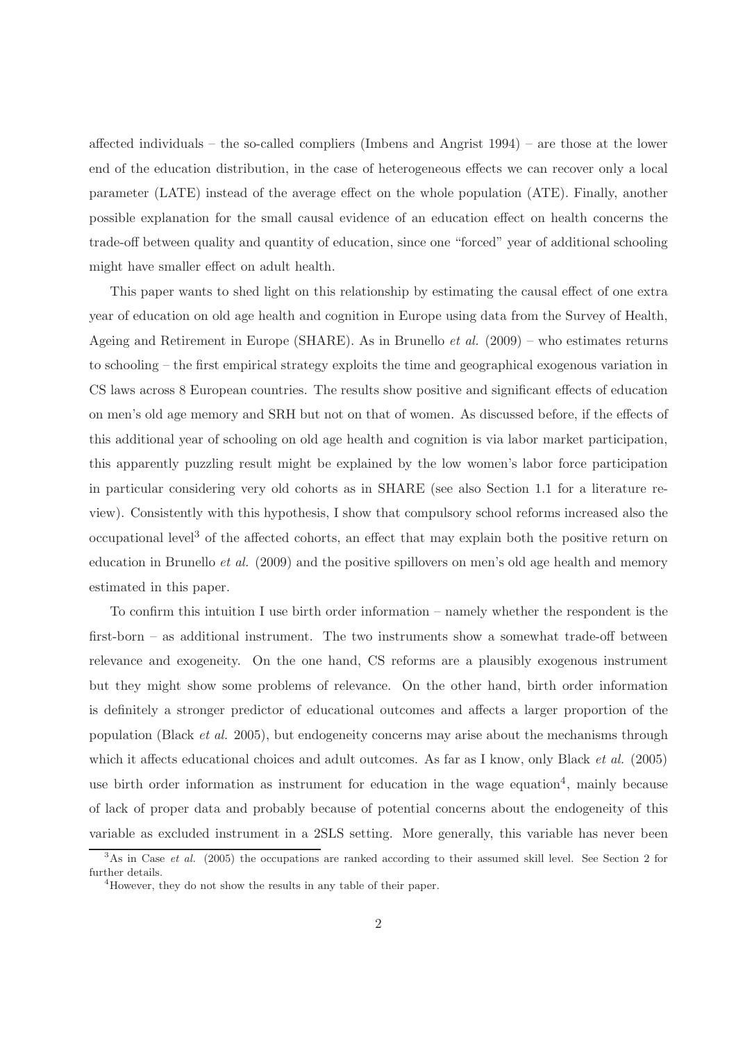affected individuals – the so-called compliers (Imbens and Angrist 1994) – are those at the lower end of the education distribution, in the case of heterogeneous effects we can recover only a local parameter (LATE) instead of the average effect on the whole population (ATE). Finally, another possible explanation for the small causal evidence of an education effect on health concerns the trade-off between quality and quantity of education, since one "forced" year of additional schooling might have smaller effect on adult health.

This paper wants to shed light on this relationship by estimating the causal effect of one extra year of education on old age health and cognition in Europe using data from the Survey of Health, Ageing and Retirement in Europe (SHARE). As in Brunello *et al.* (2009) – who estimates returns to schooling – the first empirical strategy exploits the time and geographical exogenous variation in CS laws across 8 European countries. The results show positive and significant effects of education on men's old age memory and SRH but not on that of women. As discussed before, if the effects of this additional year of schooling on old age health and cognition is via labor market participation, this apparently puzzling result might be explained by the low women's labor force participation in particular considering very old cohorts as in SHARE (see also Section 1.1 for a literature review). Consistently with this hypothesis, I show that compulsory school reforms increased also the occupational level[3] of the affected cohorts, an effect that may explain both the positive return on education in Brunello *et al.* (2009) and the positive spillovers on men's old age health and memory estimated in this paper.

To confirm this intuition I use birth order information – namely whether the respondent is the first-born – as additional instrument. The two instruments show a somewhat trade-off between relevance and exogeneity. On the one hand, CS reforms are a plausibly exogenous instrument but they might show some problems of relevance. On the other hand, birth order information is definitely a stronger predictor of educational outcomes and affects a larger proportion of the population (Black *et al.* 2005), but endogeneity concerns may arise about the mechanisms through which it affects educational choices and adult outcomes. As far as I know, only Black *et al.* (2005) use birth order information as instrument for education in the wage equation[4], mainly because of lack of proper data and probably because of potential concerns about the endogeneity of this variable as excluded instrument in a 2SLS setting. More generally, this variable has never been

[3]As in Case *et al.* (2005) the occupations are ranked according to their assumed skill level. See Section 2 for further details.

[4]However, they do not show the results in any table of their paper.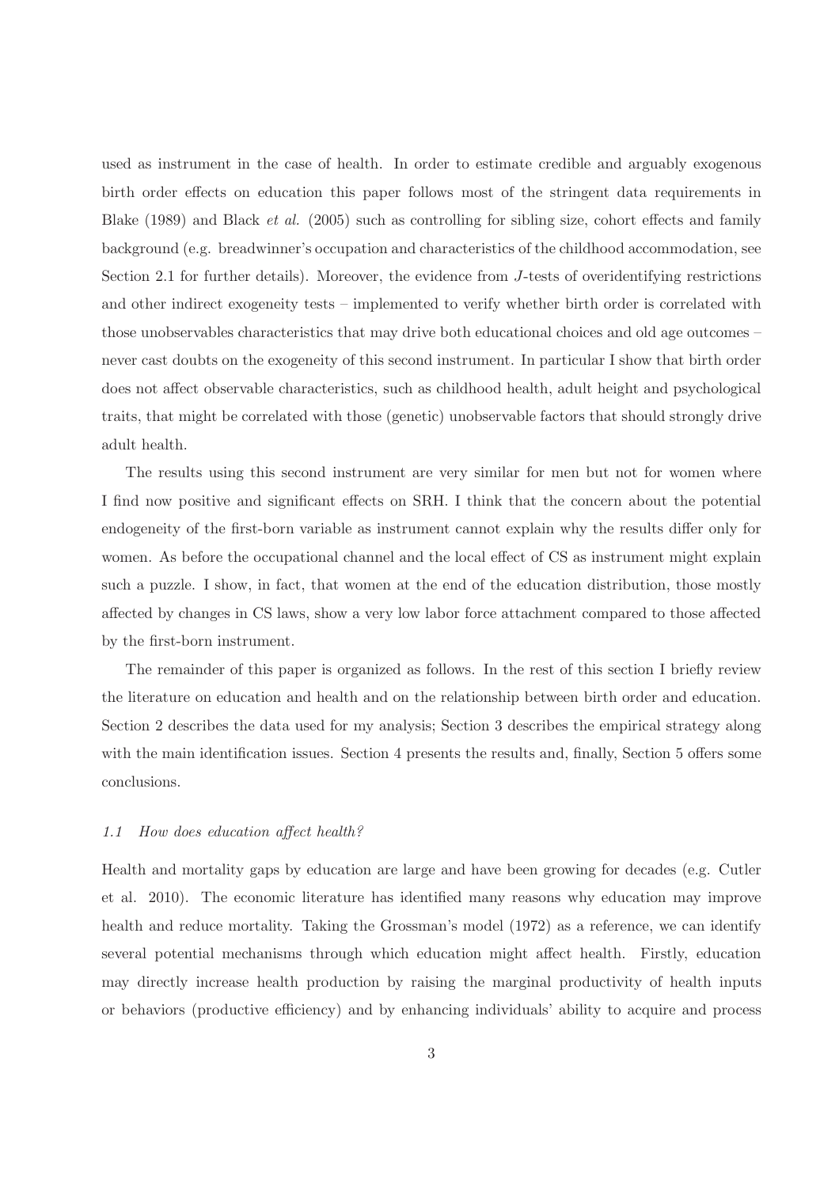used as instrument in the case of health. In order to estimate credible and arguably exogenous birth order effects on education this paper follows most of the stringent data requirements in Blake (1989) and Black *et al.* (2005) such as controlling for sibling size, cohort effects and family background (e.g. breadwinner's occupation and characteristics of the childhood accommodation, see Section 2.1 for further details). Moreover, the evidence from $J$-tests of overidentifying restrictions and other indirect exogeneity tests – implemented to verify whether birth order is correlated with those unobservables characteristics that may drive both educational choices and old age outcomes – never cast doubts on the exogeneity of this second instrument. In particular I show that birth order does not affect observable characteristics, such as childhood health, adult height and psychological traits, that might be correlated with those (genetic) unobservable factors that should strongly drive adult health.

The results using this second instrument are very similar for men but not for women where I find now positive and significant effects on SRH. I think that the concern about the potential endogeneity of the first-born variable as instrument cannot explain why the results differ only for women. As before the occupational channel and the local effect of CS as instrument might explain such a puzzle. I show, in fact, that women at the end of the education distribution, those mostly affected by changes in CS laws, show a very low labor force attachment compared to those affected by the first-born instrument.

The remainder of this paper is organized as follows. In the rest of this section I briefly review the literature on education and health and on the relationship between birth order and education. Section 2 describes the data used for my analysis; Section 3 describes the empirical strategy along with the main identification issues. Section 4 presents the results and, finally, Section 5 offers some conclusions.

### *1.1 How does education affect health?*

Health and mortality gaps by education are large and have been growing for decades (e.g. Cutler et al. 2010). The economic literature has identified many reasons why education may improve health and reduce mortality. Taking the Grossman's model (1972) as a reference, we can identify several potential mechanisms through which education might affect health. Firstly, education may directly increase health production by raising the marginal productivity of health inputs or behaviors (productive efficiency) and by enhancing individuals' ability to acquire and process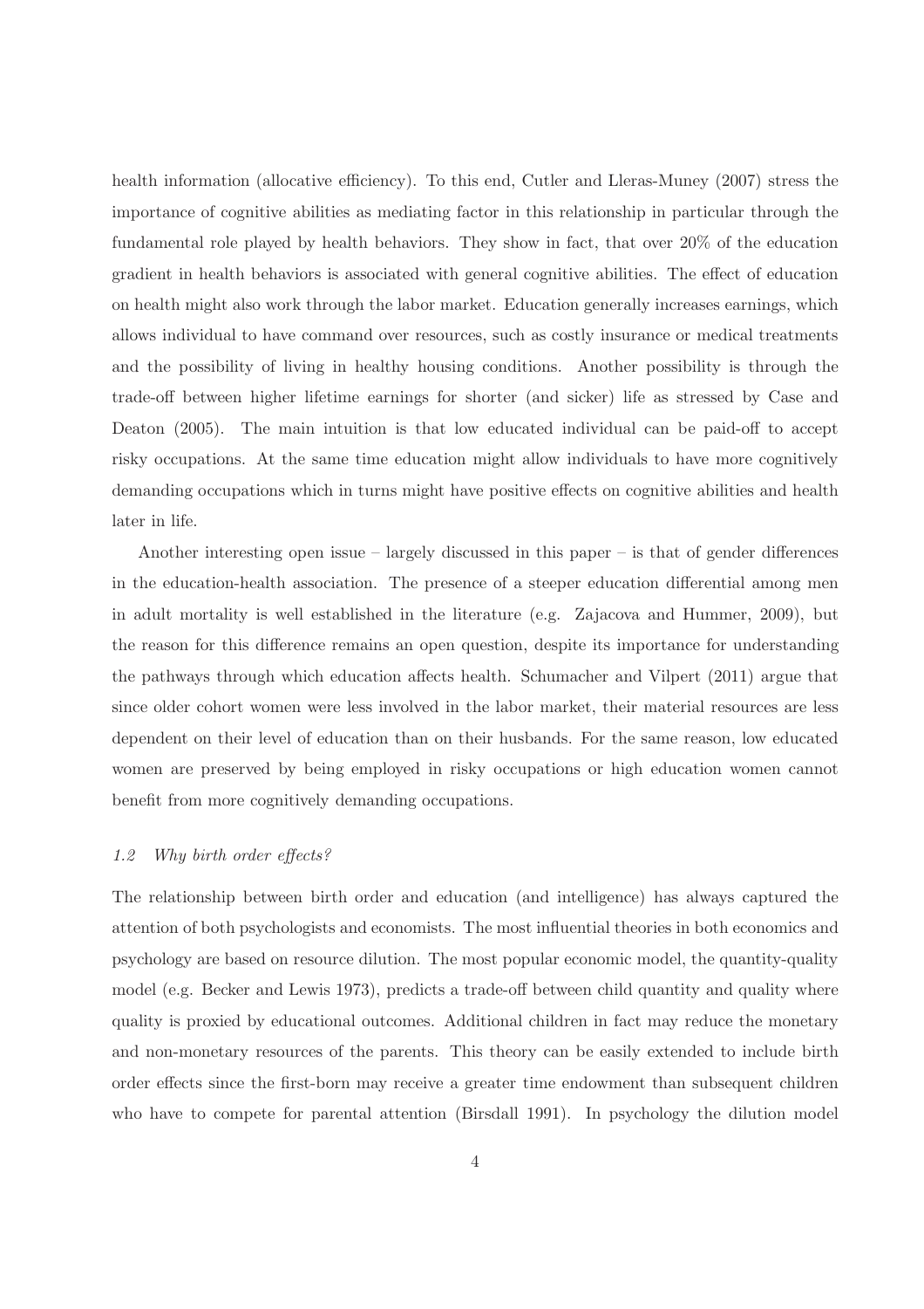health information (allocative efficiency). To this end, Cutler and Lleras-Muney (2007) stress the importance of cognitive abilities as mediating factor in this relationship in particular through the fundamental role played by health behaviors. They show in fact, that over 20% of the education gradient in health behaviors is associated with general cognitive abilities. The effect of education on health might also work through the labor market. Education generally increases earnings, which allows individual to have command over resources, such as costly insurance or medical treatments and the possibility of living in healthy housing conditions. Another possibility is through the trade-off between higher lifetime earnings for shorter (and sicker) life as stressed by Case and Deaton (2005). The main intuition is that low educated individual can be paid-off to accept risky occupations. At the same time education might allow individuals to have more cognitively demanding occupations which in turns might have positive effects on cognitive abilities and health later in life.

Another interesting open issue – largely discussed in this paper – is that of gender differences in the education-health association. The presence of a steeper education differential among men in adult mortality is well established in the literature (e.g. Zajacova and Hummer, 2009), but the reason for this difference remains an open question, despite its importance for understanding the pathways through which education affects health. Schumacher and Vilpert (2011) argue that since older cohort women were less involved in the labor market, their material resources are less dependent on their level of education than on their husbands. For the same reason, low educated women are preserved by being employed in risky occupations or high education women cannot benefit from more cognitively demanding occupations.

### *1.2 Why birth order effects?*

The relationship between birth order and education (and intelligence) has always captured the attention of both psychologists and economists. The most influential theories in both economics and psychology are based on resource dilution. The most popular economic model, the quantity-quality model (e.g. Becker and Lewis 1973), predicts a trade-off between child quantity and quality where quality is proxied by educational outcomes. Additional children in fact may reduce the monetary and non-monetary resources of the parents. This theory can be easily extended to include birth order effects since the first-born may receive a greater time endowment than subsequent children who have to compete for parental attention (Birsdall 1991). In psychology the dilution model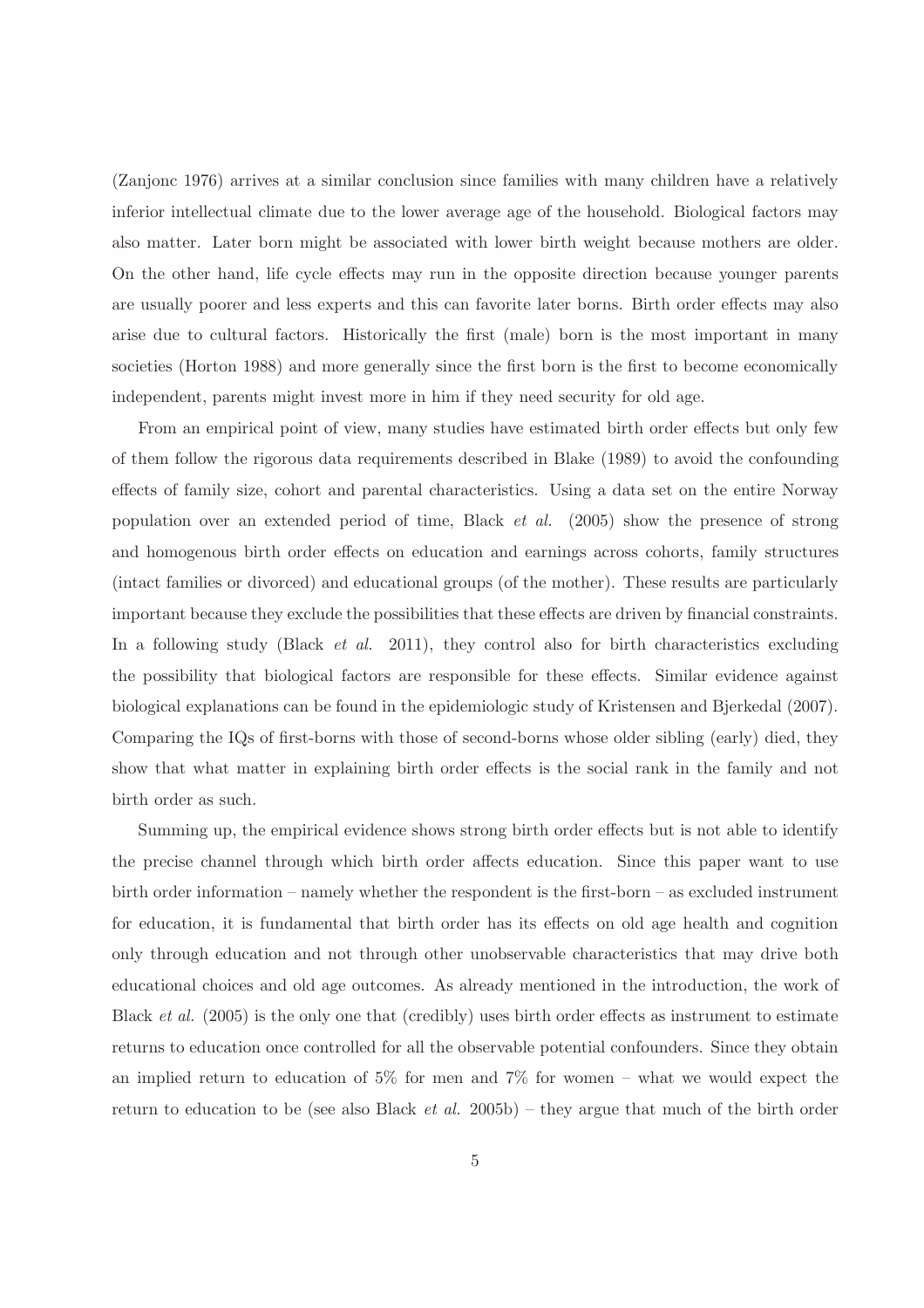(Zanjonc 1976) arrives at a similar conclusion since families with many children have a relatively inferior intellectual climate due to the lower average age of the household. Biological factors may also matter. Later born might be associated with lower birth weight because mothers are older. On the other hand, life cycle effects may run in the opposite direction because younger parents are usually poorer and less experts and this can favorite later borns. Birth order effects may also arise due to cultural factors. Historically the first (male) born is the most important in many societies (Horton 1988) and more generally since the first born is the first to become economically independent, parents might invest more in him if they need security for old age.

From an empirical point of view, many studies have estimated birth order effects but only few of them follow the rigorous data requirements described in Blake (1989) to avoid the confounding effects of family size, cohort and parental characteristics. Using a data set on the entire Norway population over an extended period of time, Black *et al.* (2005) show the presence of strong and homogenous birth order effects on education and earnings across cohorts, family structures (intact families or divorced) and educational groups (of the mother). These results are particularly important because they exclude the possibilities that these effects are driven by financial constraints. In a following study (Black *et al.* 2011), they control also for birth characteristics excluding the possibility that biological factors are responsible for these effects. Similar evidence against biological explanations can be found in the epidemiologic study of Kristensen and Bjerkedal (2007). Comparing the IQs of first-borns with those of second-borns whose older sibling (early) died, they show that what matter in explaining birth order effects is the social rank in the family and not birth order as such.

Summing up, the empirical evidence shows strong birth order effects but is not able to identify the precise channel through which birth order affects education. Since this paper want to use birth order information – namely whether the respondent is the first-born – as excluded instrument for education, it is fundamental that birth order has its effects on old age health and cognition only through education and not through other unobservable characteristics that may drive both educational choices and old age outcomes. As already mentioned in the introduction, the work of Black *et al.* (2005) is the only one that (credibly) uses birth order effects as instrument to estimate returns to education once controlled for all the observable potential confounders. Since they obtain an implied return to education of 5% for men and 7% for women – what we would expect the return to education to be (see also Black *et al.* 2005b) – they argue that much of the birth order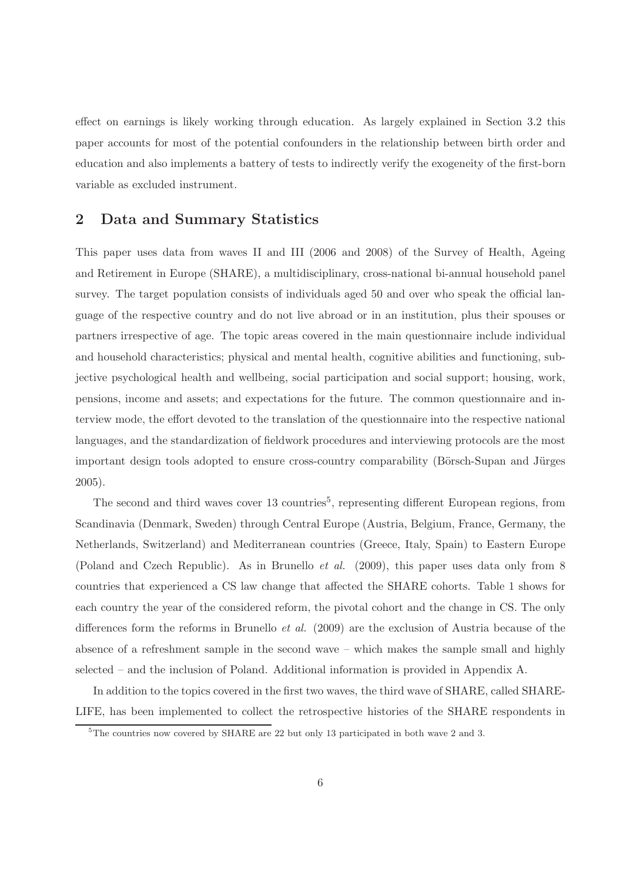effect on earnings is likely working through education. As largely explained in Section 3.2 this paper accounts for most of the potential confounders in the relationship between birth order and education and also implements a battery of tests to indirectly verify the exogeneity of the first-born variable as excluded instrument.

## 2 Data and Summary Statistics

This paper uses data from waves II and III (2006 and 2008) of the Survey of Health, Ageing and Retirement in Europe (SHARE), a multidisciplinary, cross-national bi-annual household panel survey. The target population consists of individuals aged 50 and over who speak the official language of the respective country and do not live abroad or in an institution, plus their spouses or partners irrespective of age. The topic areas covered in the main questionnaire include individual and household characteristics; physical and mental health, cognitive abilities and functioning, subjective psychological health and wellbeing, social participation and social support; housing, work, pensions, income and assets; and expectations for the future. The common questionnaire and interview mode, the effort devoted to the translation of the questionnaire into the respective national languages, and the standardization of fieldwork procedures and interviewing protocols are the most important design tools adopted to ensure cross-country comparability (Börsch-Supan and Jürges 2005).

The second and third waves cover 13 countries[5], representing different European regions, from Scandinavia (Denmark, Sweden) through Central Europe (Austria, Belgium, France, Germany, the Netherlands, Switzerland) and Mediterranean countries (Greece, Italy, Spain) to Eastern Europe (Poland and Czech Republic). As in Brunello *et al.* (2009), this paper uses data only from 8 countries that experienced a CS law change that affected the SHARE cohorts. Table 1 shows for each country the year of the considered reform, the pivotal cohort and the change in CS. The only differences form the reforms in Brunello *et al.* (2009) are the exclusion of Austria because of the absence of a refreshment sample in the second wave – which makes the sample small and highly selected – and the inclusion of Poland. Additional information is provided in Appendix A.

In addition to the topics covered in the first two waves, the third wave of SHARE, called SHARE-LIFE, has been implemented to collect the retrospective histories of the SHARE respondents in

[5] The countries now covered by SHARE are 22 but only 13 participated in both wave 2 and 3.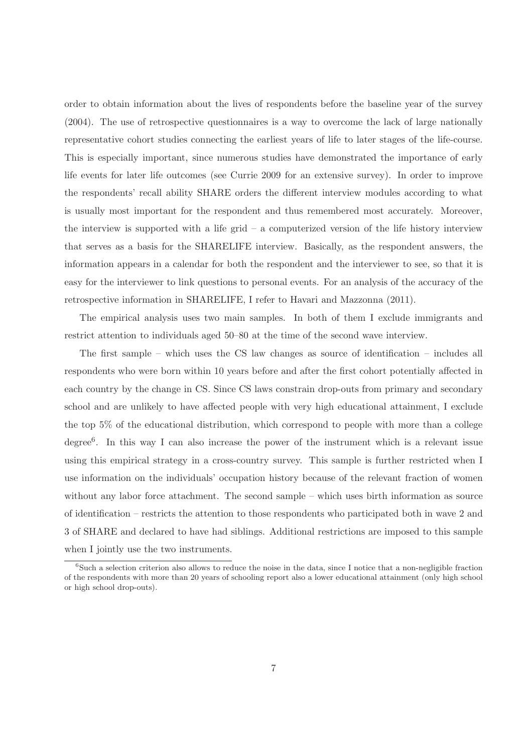order to obtain information about the lives of respondents before the baseline year of the survey (2004). The use of retrospective questionnaires is a way to overcome the lack of large nationally representative cohort studies connecting the earliest years of life to later stages of the life-course. This is especially important, since numerous studies have demonstrated the importance of early life events for later life outcomes (see Currie 2009 for an extensive survey). In order to improve the respondents' recall ability SHARE orders the different interview modules according to what is usually most important for the respondent and thus remembered most accurately. Moreover, the interview is supported with a life grid – a computerized version of the life history interview that serves as a basis for the SHARELIFE interview. Basically, as the respondent answers, the information appears in a calendar for both the respondent and the interviewer to see, so that it is easy for the interviewer to link questions to personal events. For an analysis of the accuracy of the retrospective information in SHARELIFE, I refer to Havari and Mazzonna (2011).

The empirical analysis uses two main samples. In both of them I exclude immigrants and restrict attention to individuals aged 50–80 at the time of the second wave interview.

The first sample – which uses the CS law changes as source of identification – includes all respondents who were born within 10 years before and after the first cohort potentially affected in each country by the change in CS. Since CS laws constrain drop-outs from primary and secondary school and are unlikely to have affected people with very high educational attainment, I exclude the top 5% of the educational distribution, which correspond to people with more than a college degree[6]. In this way I can also increase the power of the instrument which is a relevant issue using this empirical strategy in a cross-country survey. This sample is further restricted when I use information on the individuals' occupation history because of the relevant fraction of women without any labor force attachment. The second sample – which uses birth information as source of identification – restricts the attention to those respondents who participated both in wave 2 and 3 of SHARE and declared to have had siblings. Additional restrictions are imposed to this sample when I jointly use the two instruments.

[6]Such a selection criterion also allows to reduce the noise in the data, since I notice that a non-negligible fraction of the respondents with more than 20 years of schooling report also a lower educational attainment (only high school or high school drop-outs).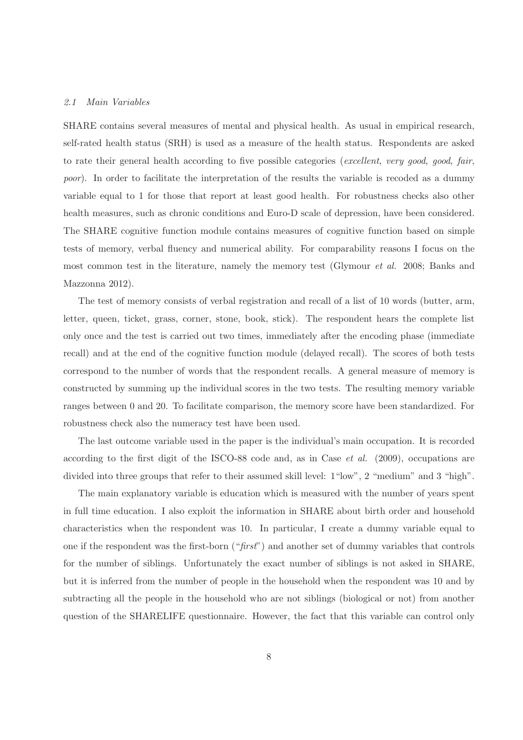### 2.1 Main Variables

SHARE contains several measures of mental and physical health. As usual in empirical research, self-rated health status (SRH) is used as a measure of the health status. Respondents are asked to rate their general health according to five possible categories (*excellent*, *very good*, *good*, *fair*, *poor*). In order to facilitate the interpretation of the results the variable is recoded as a dummy variable equal to 1 for those that report at least good health. For robustness checks also other health measures, such as chronic conditions and Euro-D scale of depression, have been considered. The SHARE cognitive function module contains measures of cognitive function based on simple tests of memory, verbal fluency and numerical ability. For comparability reasons I focus on the most common test in the literature, namely the memory test (Glymour *et al.* 2008; Banks and Mazzonna 2012).

The test of memory consists of verbal registration and recall of a list of 10 words (butter, arm, letter, queen, ticket, grass, corner, stone, book, stick). The respondent hears the complete list only once and the test is carried out two times, immediately after the encoding phase (immediate recall) and at the end of the cognitive function module (delayed recall). The scores of both tests correspond to the number of words that the respondent recalls. A general measure of memory is constructed by summing up the individual scores in the two tests. The resulting memory variable ranges between 0 and 20. To facilitate comparison, the memory score have been standardized. For robustness check also the numeracy test have been used.

The last outcome variable used in the paper is the individual's main occupation. It is recorded according to the first digit of the ISCO-88 code and, as in Case *et al.* (2009), occupations are divided into three groups that refer to their assumed skill level: 1"low", 2 "medium" and 3 "high".

The main explanatory variable is education which is measured with the number of years spent in full time education. I also exploit the information in SHARE about birth order and household characteristics when the respondent was 10. In particular, I create a dummy variable equal to one if the respondent was the first-born ("*first*") and another set of dummy variables that controls for the number of siblings. Unfortunately the exact number of siblings is not asked in SHARE, but it is inferred from the number of people in the household when the respondent was 10 and by subtracting all the people in the household who are not siblings (biological or not) from another question of the SHARELIFE questionnaire. However, the fact that this variable can control only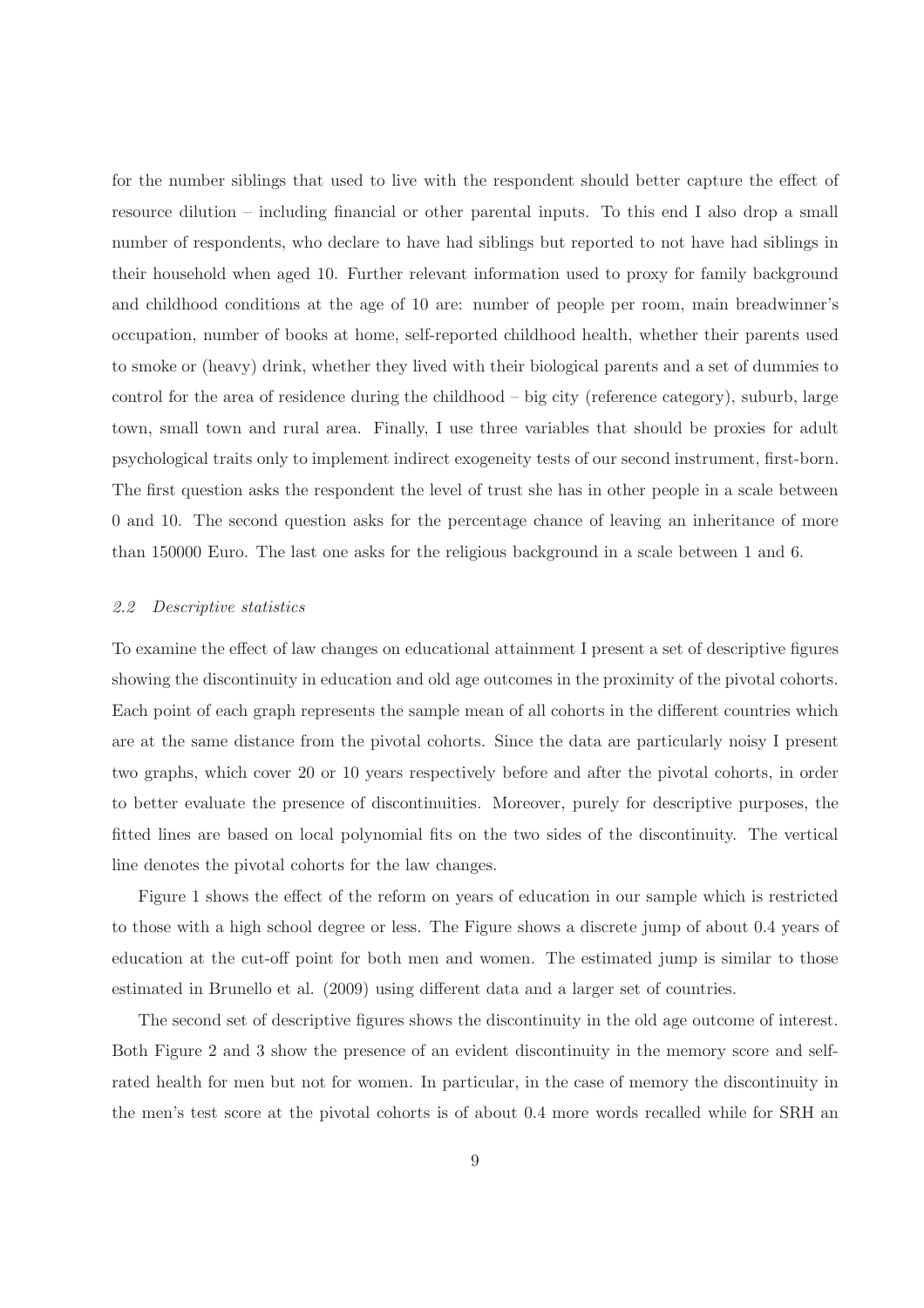for the number siblings that used to live with the respondent should better capture the effect of resource dilution – including financial or other parental inputs. To this end I also drop a small number of respondents, who declare to have had siblings but reported to not have had siblings in their household when aged 10. Further relevant information used to proxy for family background and childhood conditions at the age of 10 are: number of people per room, main breadwinner's occupation, number of books at home, self-reported childhood health, whether their parents used to smoke or (heavy) drink, whether they lived with their biological parents and a set of dummies to control for the area of residence during the childhood – big city (reference category), suburb, large town, small town and rural area. Finally, I use three variables that should be proxies for adult psychological traits only to implement indirect exogeneity tests of our second instrument, first-born. The first question asks the respondent the level of trust she has in other people in a scale between 0 and 10. The second question asks for the percentage chance of leaving an inheritance of more than 150000 Euro. The last one asks for the religious background in a scale between 1 and 6.

### *2.2 Descriptive statistics*

To examine the effect of law changes on educational attainment I present a set of descriptive figures showing the discontinuity in education and old age outcomes in the proximity of the pivotal cohorts. Each point of each graph represents the sample mean of all cohorts in the different countries which are at the same distance from the pivotal cohorts. Since the data are particularly noisy I present two graphs, which cover 20 or 10 years respectively before and after the pivotal cohorts, in order to better evaluate the presence of discontinuities. Moreover, purely for descriptive purposes, the fitted lines are based on local polynomial fits on the two sides of the discontinuity. The vertical line denotes the pivotal cohorts for the law changes.

Figure 1 shows the effect of the reform on years of education in our sample which is restricted to those with a high school degree or less. The Figure shows a discrete jump of about 0.4 years of education at the cut-off point for both men and women. The estimated jump is similar to those estimated in Brunello et al. (2009) using different data and a larger set of countries.

The second set of descriptive figures shows the discontinuity in the old age outcome of interest. Both Figure 2 and 3 show the presence of an evident discontinuity in the memory score and self-rated health for men but not for women. In particular, in the case of memory the discontinuity in the men's test score at the pivotal cohorts is of about 0.4 more words recalled while for SRH an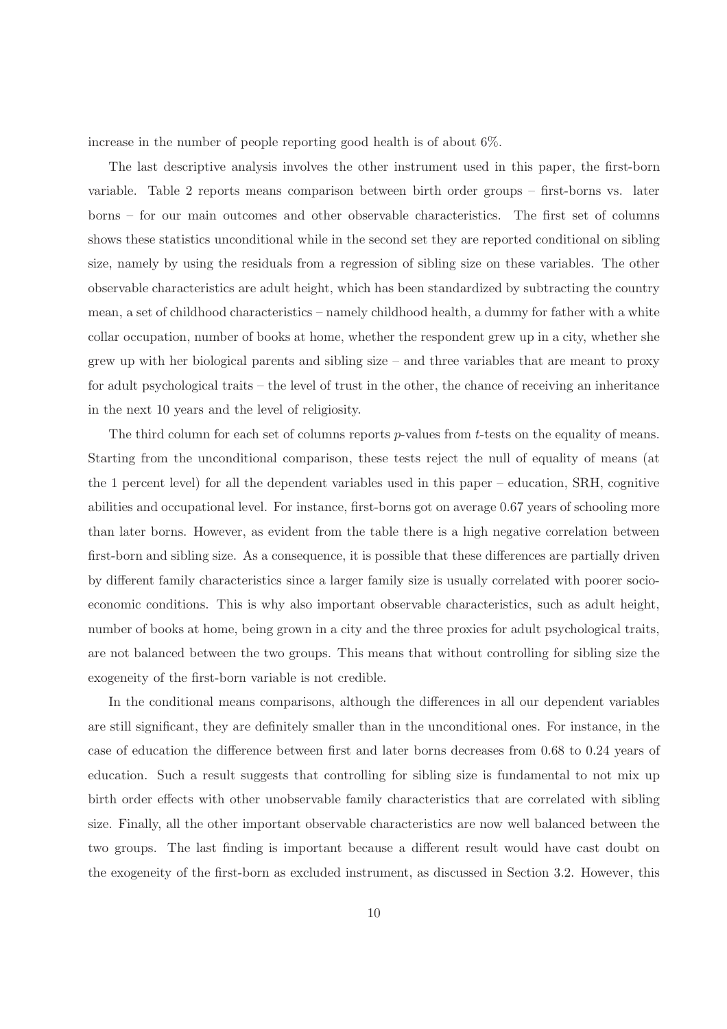increase in the number of people reporting good health is of about 6%.

The last descriptive analysis involves the other instrument used in this paper, the first-born variable. Table 2 reports means comparison between birth order groups – first-borns vs. later borns – for our main outcomes and other observable characteristics. The first set of columns shows these statistics unconditional while in the second set they are reported conditional on sibling size, namely by using the residuals from a regression of sibling size on these variables. The other observable characteristics are adult height, which has been standardized by subtracting the country mean, a set of childhood characteristics – namely childhood health, a dummy for father with a white collar occupation, number of books at home, whether the respondent grew up in a city, whether she grew up with her biological parents and sibling size – and three variables that are meant to proxy for adult psychological traits – the level of trust in the other, the chance of receiving an inheritance in the next 10 years and the level of religiosity.

The third column for each set of columns reports $p$-values from $t$-tests on the equality of means. Starting from the unconditional comparison, these tests reject the null of equality of means (at the 1 percent level) for all the dependent variables used in this paper – education, SRH, cognitive abilities and occupational level. For instance, first-borns got on average 0.67 years of schooling more than later borns. However, as evident from the table there is a high negative correlation between first-born and sibling size. As a consequence, it is possible that these differences are partially driven by different family characteristics since a larger family size is usually correlated with poorer socio-economic conditions. This is why also important observable characteristics, such as adult height, number of books at home, being grown in a city and the three proxies for adult psychological traits, are not balanced between the two groups. This means that without controlling for sibling size the exogeneity of the first-born variable is not credible.

In the conditional means comparisons, although the differences in all our dependent variables are still significant, they are definitely smaller than in the unconditional ones. For instance, in the case of education the difference between first and later borns decreases from 0.68 to 0.24 years of education. Such a result suggests that controlling for sibling size is fundamental to not mix up birth order effects with other unobservable family characteristics that are correlated with sibling size. Finally, all the other important observable characteristics are now well balanced between the two groups. The last finding is important because a different result would have cast doubt on the exogeneity of the first-born as excluded instrument, as discussed in Section 3.2. However, this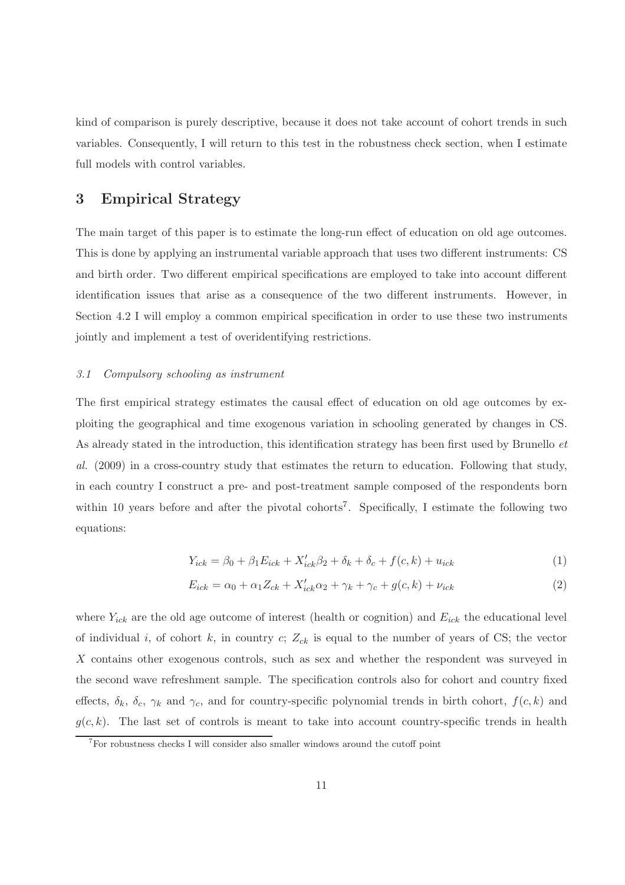kind of comparison is purely descriptive, because it does not take account of cohort trends in such variables. Consequently, I will return to this test in the robustness check section, when I estimate full models with control variables.

## 3 Empirical Strategy

The main target of this paper is to estimate the long-run effect of education on old age outcomes. This is done by applying an instrumental variable approach that uses two different instruments: CS and birth order. Two different empirical specifications are employed to take into account different identification issues that arise as a consequence of the two different instruments. However, in Section 4.2 I will employ a common empirical specification in order to use these two instruments jointly and implement a test of overidentifying restrictions.

### *3.1 Compulsory schooling as instrument*

The first empirical strategy estimates the causal effect of education on old age outcomes by exploiting the geographical and time exogenous variation in schooling generated by changes in CS. As already stated in the introduction, this identification strategy has been first used by Brunello *et al.* (2009) in a cross-country study that estimates the return to education. Following that study, in each country I construct a pre- and post-treatment sample composed of the respondents born within 10 years before and after the pivotal cohorts[7]. Specifically, I estimate the following two equations:

$$Y_{ick} = \beta_0 + \beta_1 E_{ick} + X'_{ick}\beta_2 + \delta_k + \delta_c + f(c,k) + u_{ick} \tag{1}$$

$$E_{ick} = \alpha_0 + \alpha_1 Z_{ck} + X'_{ick}\alpha_2 + \gamma_k + \gamma_c + g(c,k) + \nu_{ick} \tag{2}$$

where $Y_{ick}$ are the old age outcome of interest (health or cognition) and $E_{ick}$ the educational level of individual $i$, of cohort $k$, in country $c$; $Z_{ck}$ is equal to the number of years of CS; the vector $X$ contains other exogenous controls, such as sex and whether the respondent was surveyed in the second wave refreshment sample. The specification controls also for cohort and country fixed effects, $\delta_k$, $\delta_c$, $\gamma_k$ and $\gamma_c$, and for country-specific polynomial trends in birth cohort, $f(c,k)$ and $g(c,k)$. The last set of controls is meant to take into account country-specific trends in health

[7] For robustness checks I will consider also smaller windows around the cutoff point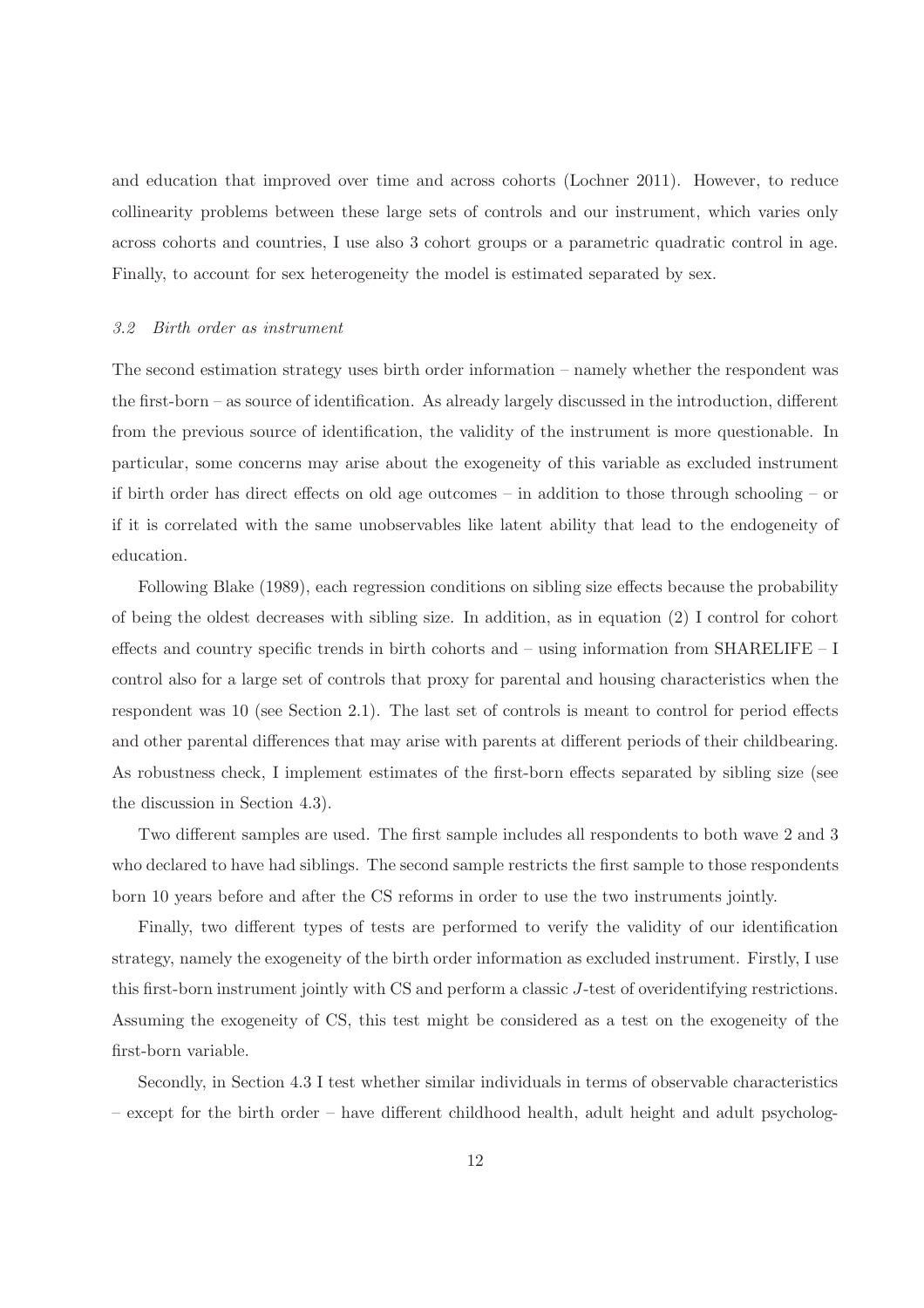and education that improved over time and across cohorts (Lochner 2011). However, to reduce collinearity problems between these large sets of controls and our instrument, which varies only across cohorts and countries, I use also 3 cohort groups or a parametric quadratic control in age. Finally, to account for sex heterogeneity the model is estimated separated by sex.

### *3.2 Birth order as instrument*

The second estimation strategy uses birth order information – namely whether the respondent was the first-born – as source of identification. As already largely discussed in the introduction, different from the previous source of identification, the validity of the instrument is more questionable. In particular, some concerns may arise about the exogeneity of this variable as excluded instrument if birth order has direct effects on old age outcomes – in addition to those through schooling – or if it is correlated with the same unobservables like latent ability that lead to the endogeneity of education.

Following Blake (1989), each regression conditions on sibling size effects because the probability of being the oldest decreases with sibling size. In addition, as in equation (2) I control for cohort effects and country specific trends in birth cohorts and – using information from SHARELIFE – I control also for a large set of controls that proxy for parental and housing characteristics when the respondent was 10 (see Section 2.1). The last set of controls is meant to control for period effects and other parental differences that may arise with parents at different periods of their childbearing. As robustness check, I implement estimates of the first-born effects separated by sibling size (see the discussion in Section 4.3).

Two different samples are used. The first sample includes all respondents to both wave 2 and 3 who declared to have had siblings. The second sample restricts the first sample to those respondents born 10 years before and after the CS reforms in order to use the two instruments jointly.

Finally, two different types of tests are performed to verify the validity of our identification strategy, namely the exogeneity of the birth order information as excluded instrument. Firstly, I use this first-born instrument jointly with CS and perform a classic $J$-test of overidentifying restrictions. Assuming the exogeneity of CS, this test might be considered as a test on the exogeneity of the first-born variable.

Secondly, in Section 4.3 I test whether similar individuals in terms of observable characteristics – except for the birth order – have different childhood health, adult height and adult psycholog-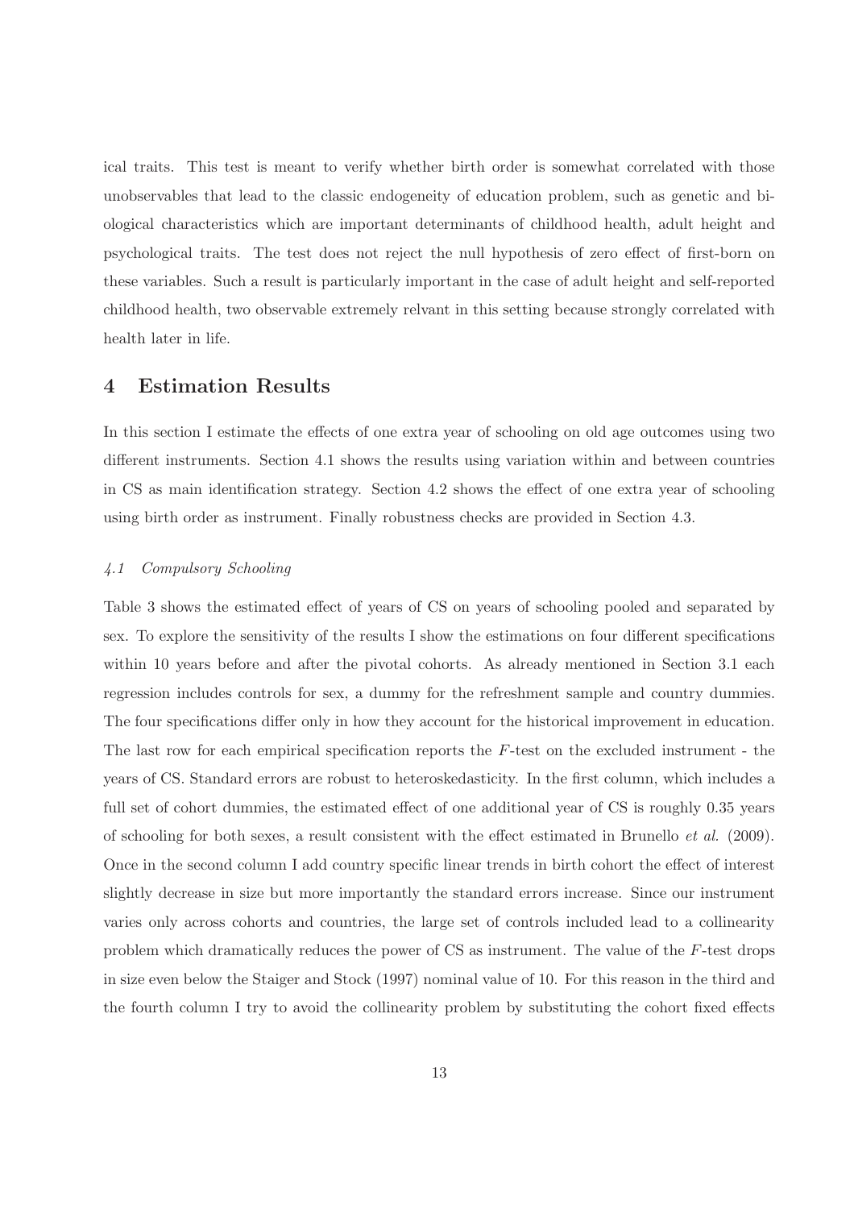ical traits. This test is meant to verify whether birth order is somewhat correlated with those unobservables that lead to the classic endogeneity of education problem, such as genetic and biological characteristics which are important determinants of childhood health, adult height and psychological traits. The test does not reject the null hypothesis of zero effect of first-born on these variables. Such a result is particularly important in the case of adult height and self-reported childhood health, two observable extremely relvant in this setting because strongly correlated with health later in life.

# 4 Estimation Results

In this section I estimate the effects of one extra year of schooling on old age outcomes using two different instruments. Section 4.1 shows the results using variation within and between countries in CS as main identification strategy. Section 4.2 shows the effect of one extra year of schooling using birth order as instrument. Finally robustness checks are provided in Section 4.3.

### *4.1 Compulsory Schooling*

Table 3 shows the estimated effect of years of CS on years of schooling pooled and separated by sex. To explore the sensitivity of the results I show the estimations on four different specifications within 10 years before and after the pivotal cohorts. As already mentioned in Section 3.1 each regression includes controls for sex, a dummy for the refreshment sample and country dummies. The four specifications differ only in how they account for the historical improvement in education. The last row for each empirical specification reports the $F$-test on the excluded instrument - the years of CS. Standard errors are robust to heteroskedasticity. In the first column, which includes a full set of cohort dummies, the estimated effect of one additional year of CS is roughly 0.35 years of schooling for both sexes, a result consistent with the effect estimated in Brunello *et al.* (2009). Once in the second column I add country specific linear trends in birth cohort the effect of interest slightly decrease in size but more importantly the standard errors increase. Since our instrument varies only across cohorts and countries, the large set of controls included lead to a collinearity problem which dramatically reduces the power of CS as instrument. The value of the $F$-test drops in size even below the Staiger and Stock (1997) nominal value of 10. For this reason in the third and the fourth column I try to avoid the collinearity problem by substituting the cohort fixed effects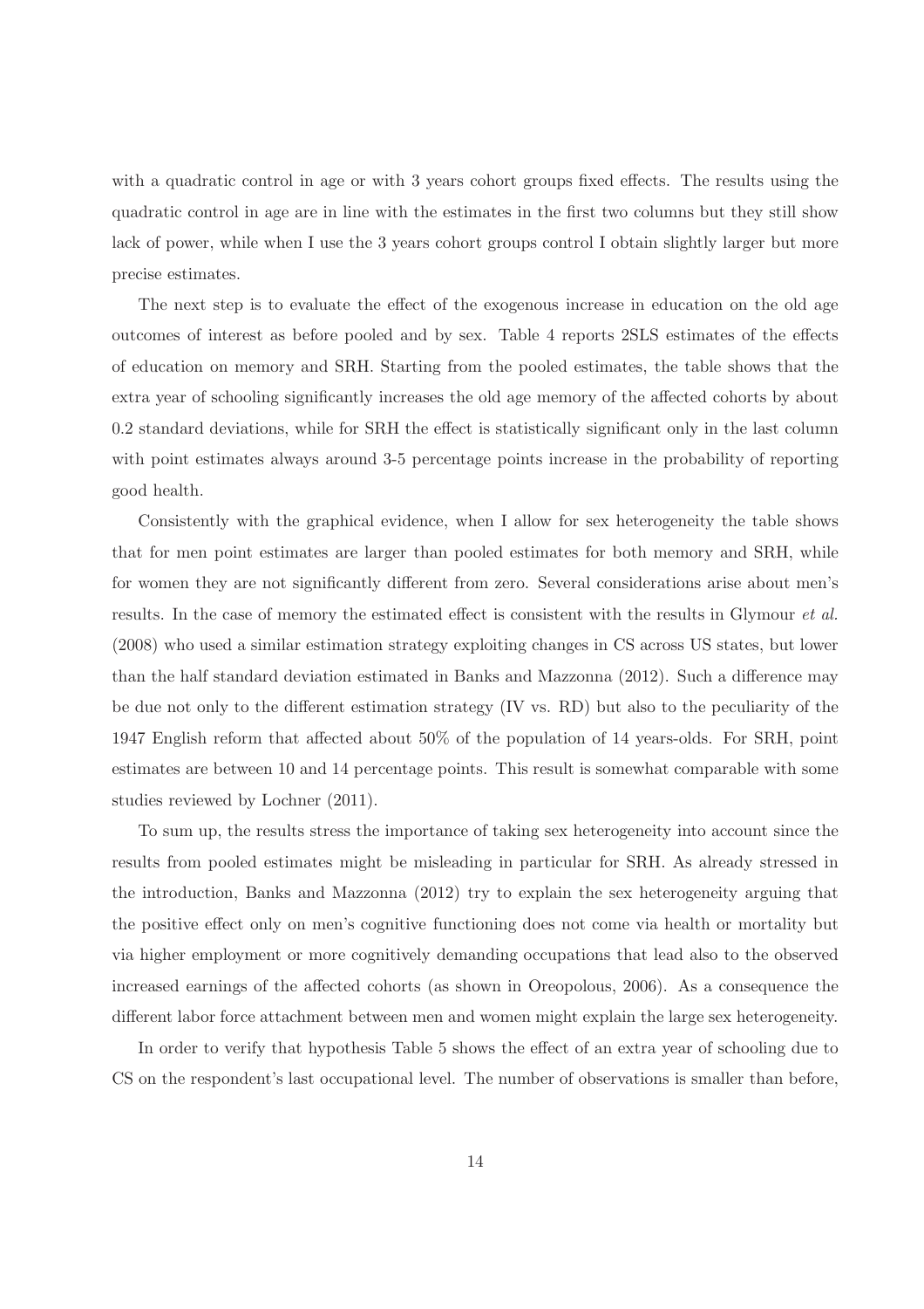with a quadratic control in age or with 3 years cohort groups fixed effects. The results using the quadratic control in age are in line with the estimates in the first two columns but they still show lack of power, while when I use the 3 years cohort groups control I obtain slightly larger but more precise estimates.

The next step is to evaluate the effect of the exogenous increase in education on the old age outcomes of interest as before pooled and by sex. Table 4 reports 2SLS estimates of the effects of education on memory and SRH. Starting from the pooled estimates, the table shows that the extra year of schooling significantly increases the old age memory of the affected cohorts by about 0.2 standard deviations, while for SRH the effect is statistically significant only in the last column with point estimates always around 3-5 percentage points increase in the probability of reporting good health.

Consistently with the graphical evidence, when I allow for sex heterogeneity the table shows that for men point estimates are larger than pooled estimates for both memory and SRH, while for women they are not significantly different from zero. Several considerations arise about men's results. In the case of memory the estimated effect is consistent with the results in Glymour *et al.* (2008) who used a similar estimation strategy exploiting changes in CS across US states, but lower than the half standard deviation estimated in Banks and Mazzonna (2012). Such a difference may be due not only to the different estimation strategy (IV vs. RD) but also to the peculiarity of the 1947 English reform that affected about 50% of the population of 14 years-olds. For SRH, point estimates are between 10 and 14 percentage points. This result is somewhat comparable with some studies reviewed by Lochner (2011).

To sum up, the results stress the importance of taking sex heterogeneity into account since the results from pooled estimates might be misleading in particular for SRH. As already stressed in the introduction, Banks and Mazzonna (2012) try to explain the sex heterogeneity arguing that the positive effect only on men's cognitive functioning does not come via health or mortality but via higher employment or more cognitively demanding occupations that lead also to the observed increased earnings of the affected cohorts (as shown in Oreopolous, 2006). As a consequence the different labor force attachment between men and women might explain the large sex heterogeneity.

In order to verify that hypothesis Table 5 shows the effect of an extra year of schooling due to CS on the respondent's last occupational level. The number of observations is smaller than before,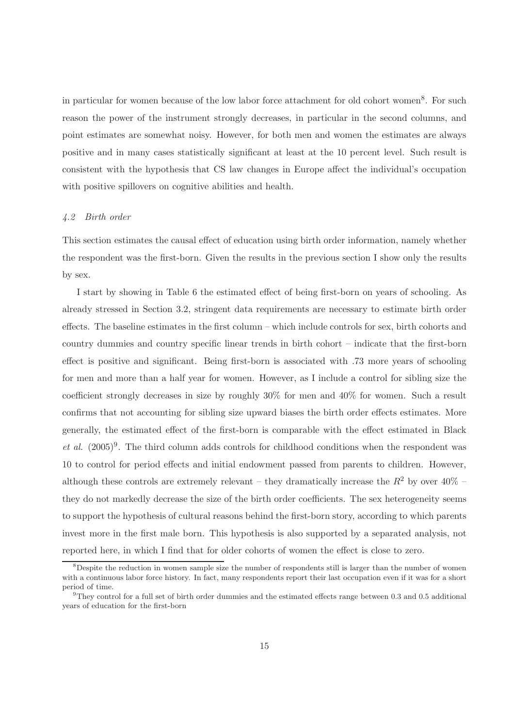in particular for women because of the low labor force attachment for old cohort women[8]. For such reason the power of the instrument strongly decreases, in particular in the second columns, and point estimates are somewhat noisy. However, for both men and women the estimates are always positive and in many cases statistically significant at least at the 10 percent level. Such result is consistent with the hypothesis that CS law changes in Europe affect the individual's occupation with positive spillovers on cognitive abilities and health.

### *4.2 Birth order*

This section estimates the causal effect of education using birth order information, namely whether the respondent was the first-born. Given the results in the previous section I show only the results by sex.

I start by showing in Table 6 the estimated effect of being first-born on years of schooling. As already stressed in Section 3.2, stringent data requirements are necessary to estimate birth order effects. The baseline estimates in the first column – which include controls for sex, birth cohorts and country dummies and country specific linear trends in birth cohort – indicate that the first-born effect is positive and significant. Being first-born is associated with .73 more years of schooling for men and more than a half year for women. However, as I include a control for sibling size the coefficient strongly decreases in size by roughly 30% for men and 40% for women. Such a result confirms that not accounting for sibling size upward biases the birth order effects estimates. More generally, the estimated effect of the first-born is comparable with the effect estimated in Black *et al.* (2005)[9]. The third column adds controls for childhood conditions when the respondent was 10 to control for period effects and initial endowment passed from parents to children. However, although these controls are extremely relevant – they dramatically increase the $R^2$ by over 40% – they do not markedly decrease the size of the birth order coefficients. The sex heterogeneity seems to support the hypothesis of cultural reasons behind the first-born story, according to which parents invest more in the first male born. This hypothesis is also supported by a separated analysis, not reported here, in which I find that for older cohorts of women the effect is close to zero.

[8] Despite the reduction in women sample size the number of respondents still is larger than the number of women with a continuous labor force history. In fact, many respondents report their last occupation even if it was for a short period of time.

[9] They control for a full set of birth order dummies and the estimated effects range between 0.3 and 0.5 additional years of education for the first-born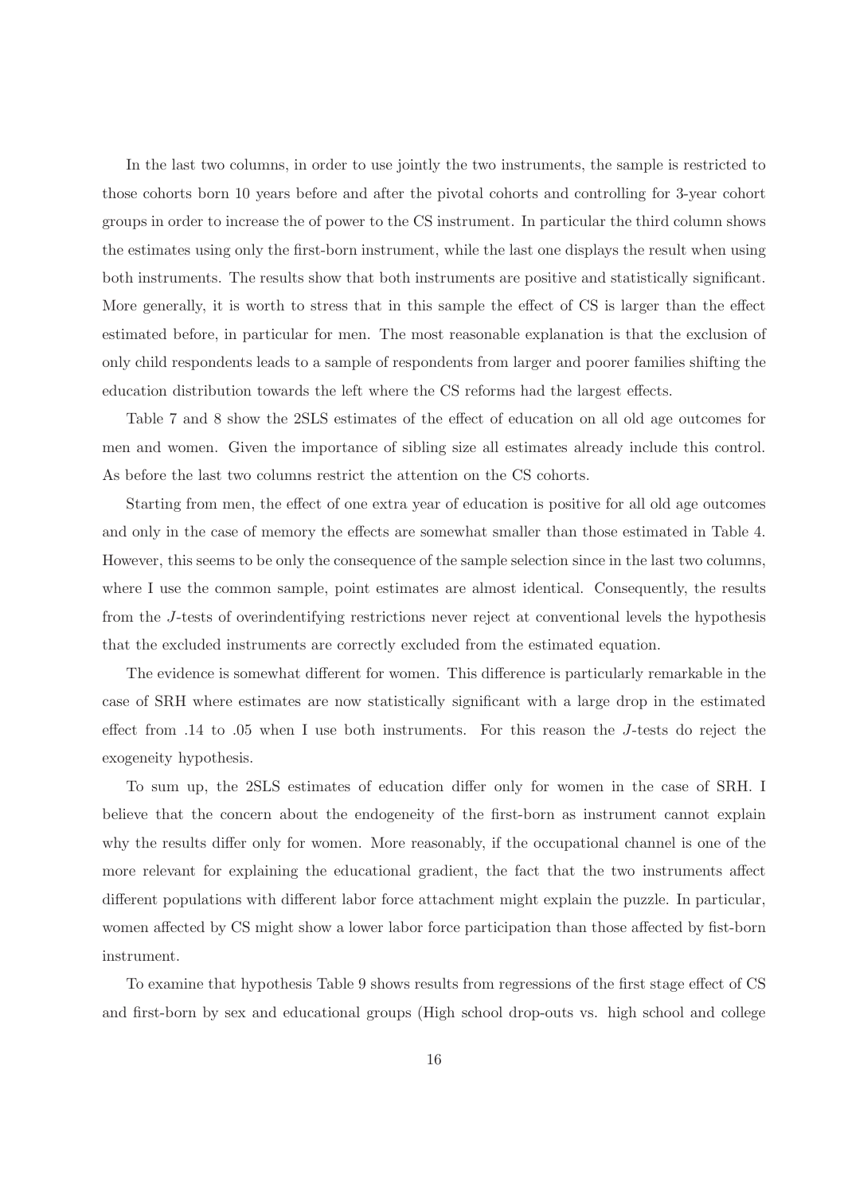In the last two columns, in order to use jointly the two instruments, the sample is restricted to those cohorts born 10 years before and after the pivotal cohorts and controlling for 3-year cohort groups in order to increase the of power to the CS instrument. In particular the third column shows the estimates using only the first-born instrument, while the last one displays the result when using both instruments. The results show that both instruments are positive and statistically significant. More generally, it is worth to stress that in this sample the effect of CS is larger than the effect estimated before, in particular for men. The most reasonable explanation is that the exclusion of only child respondents leads to a sample of respondents from larger and poorer families shifting the education distribution towards the left where the CS reforms had the largest effects.

Table 7 and 8 show the 2SLS estimates of the effect of education on all old age outcomes for men and women. Given the importance of sibling size all estimates already include this control. As before the last two columns restrict the attention on the CS cohorts.

Starting from men, the effect of one extra year of education is positive for all old age outcomes and only in the case of memory the effects are somewhat smaller than those estimated in Table 4. However, this seems to be only the consequence of the sample selection since in the last two columns, where I use the common sample, point estimates are almost identical. Consequently, the results from the $J$-tests of overindentifying restrictions never reject at conventional levels the hypothesis that the excluded instruments are correctly excluded from the estimated equation.

The evidence is somewhat different for women. This difference is particularly remarkable in the case of SRH where estimates are now statistically significant with a large drop in the estimated effect from .14 to .05 when I use both instruments. For this reason the $J$-tests do reject the exogeneity hypothesis.

To sum up, the 2SLS estimates of education differ only for women in the case of SRH. I believe that the concern about the endogeneity of the first-born as instrument cannot explain why the results differ only for women. More reasonably, if the occupational channel is one of the more relevant for explaining the educational gradient, the fact that the two instruments affect different populations with different labor force attachment might explain the puzzle. In particular, women affected by CS might show a lower labor force participation than those affected by fist-born instrument.

To examine that hypothesis Table 9 shows results from regressions of the first stage effect of CS and first-born by sex and educational groups (High school drop-outs vs. high school and college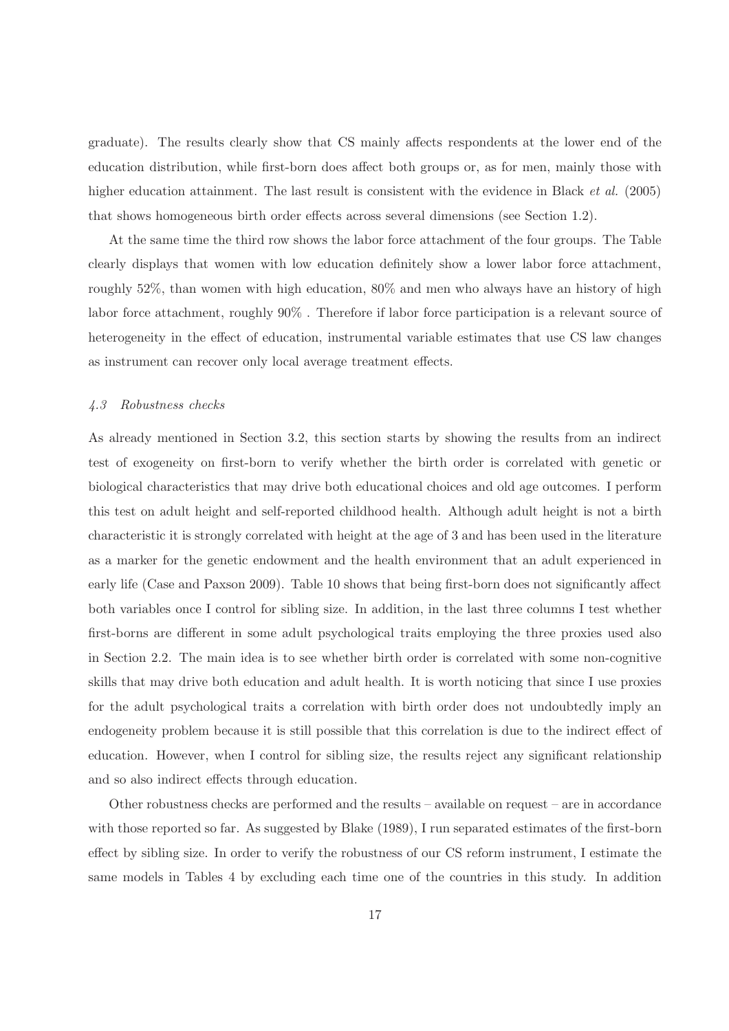graduate). The results clearly show that CS mainly affects respondents at the lower end of the education distribution, while first-born does affect both groups or, as for men, mainly those with higher education attainment. The last result is consistent with the evidence in Black *et al.* (2005) that shows homogeneous birth order effects across several dimensions (see Section 1.2).

At the same time the third row shows the labor force attachment of the four groups. The Table clearly displays that women with low education definitely show a lower labor force attachment, roughly 52%, than women with high education, 80% and men who always have an history of high labor force attachment, roughly 90% . Therefore if labor force participation is a relevant source of heterogeneity in the effect of education, instrumental variable estimates that use CS law changes as instrument can recover only local average treatment effects.

### *4.3 Robustness checks*

As already mentioned in Section 3.2, this section starts by showing the results from an indirect test of exogeneity on first-born to verify whether the birth order is correlated with genetic or biological characteristics that may drive both educational choices and old age outcomes. I perform this test on adult height and self-reported childhood health. Although adult height is not a birth characteristic it is strongly correlated with height at the age of 3 and has been used in the literature as a marker for the genetic endowment and the health environment that an adult experienced in early life (Case and Paxson 2009). Table 10 shows that being first-born does not significantly affect both variables once I control for sibling size. In addition, in the last three columns I test whether first-borns are different in some adult psychological traits employing the three proxies used also in Section 2.2. The main idea is to see whether birth order is correlated with some non-cognitive skills that may drive both education and adult health. It is worth noticing that since I use proxies for the adult psychological traits a correlation with birth order does not undoubtedly imply an endogeneity problem because it is still possible that this correlation is due to the indirect effect of education. However, when I control for sibling size, the results reject any significant relationship and so also indirect effects through education.

Other robustness checks are performed and the results – available on request – are in accordance with those reported so far. As suggested by Blake (1989), I run separated estimates of the first-born effect by sibling size. In order to verify the robustness of our CS reform instrument, I estimate the same models in Tables 4 by excluding each time one of the countries in this study. In addition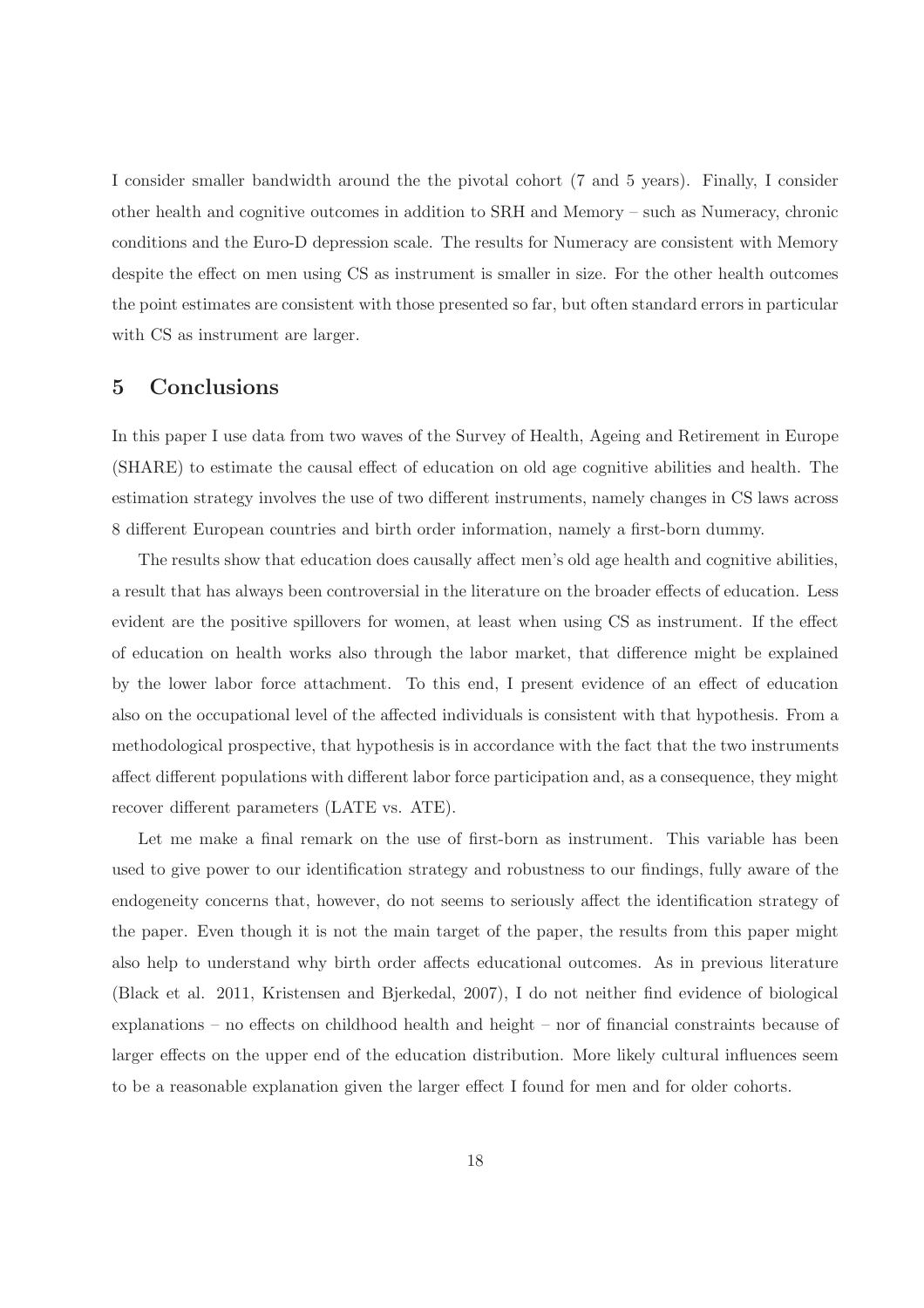I consider smaller bandwidth around the the pivotal cohort (7 and 5 years). Finally, I consider other health and cognitive outcomes in addition to SRH and Memory – such as Numeracy, chronic conditions and the Euro-D depression scale. The results for Numeracy are consistent with Memory despite the effect on men using CS as instrument is smaller in size. For the other health outcomes the point estimates are consistent with those presented so far, but often standard errors in particular with CS as instrument are larger.

## 5 Conclusions

In this paper I use data from two waves of the Survey of Health, Ageing and Retirement in Europe (SHARE) to estimate the causal effect of education on old age cognitive abilities and health. The estimation strategy involves the use of two different instruments, namely changes in CS laws across 8 different European countries and birth order information, namely a first-born dummy.

The results show that education does causally affect men's old age health and cognitive abilities, a result that has always been controversial in the literature on the broader effects of education. Less evident are the positive spillovers for women, at least when using CS as instrument. If the effect of education on health works also through the labor market, that difference might be explained by the lower labor force attachment. To this end, I present evidence of an effect of education also on the occupational level of the affected individuals is consistent with that hypothesis. From a methodological prospective, that hypothesis is in accordance with the fact that the two instruments affect different populations with different labor force participation and, as a consequence, they might recover different parameters (LATE vs. ATE).

Let me make a final remark on the use of first-born as instrument. This variable has been used to give power to our identification strategy and robustness to our findings, fully aware of the endogeneity concerns that, however, do not seems to seriously affect the identification strategy of the paper. Even though it is not the main target of the paper, the results from this paper might also help to understand why birth order affects educational outcomes. As in previous literature (Black et al. 2011, Kristensen and Bjerkedal, 2007), I do not neither find evidence of biological explanations – no effects on childhood health and height – nor of financial constraints because of larger effects on the upper end of the education distribution. More likely cultural influences seem to be a reasonable explanation given the larger effect I found for men and for older cohorts.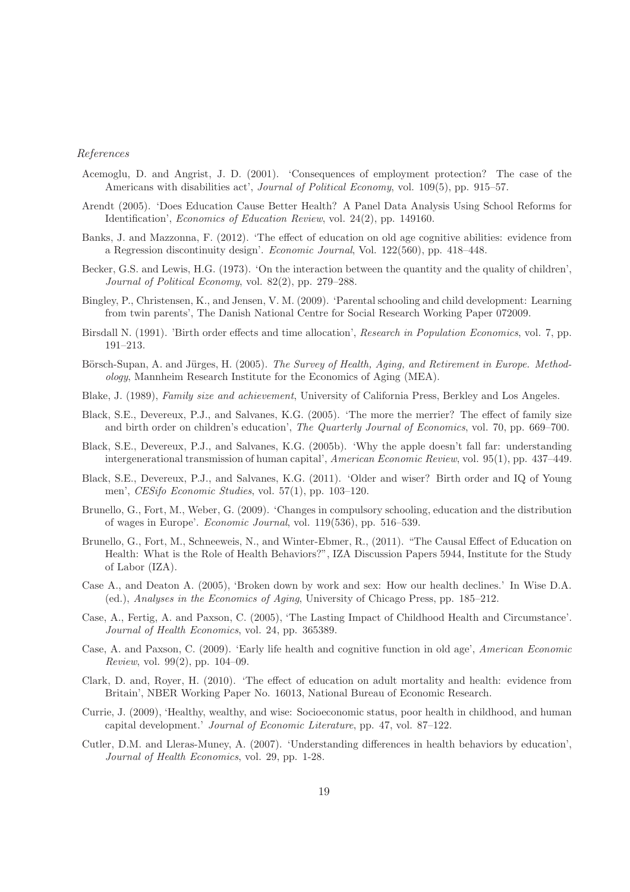*References*

Acemoglu, D. and Angrist, J. D. (2001). 'Consequences of employment protection? The case of the Americans with disabilities act', *Journal of Political Economy*, vol. 109(5), pp. 915–57.

Arendt (2005). 'Does Education Cause Better Health? A Panel Data Analysis Using School Reforms for Identification', *Economics of Education Review*, vol. 24(2), pp. 149160.

Banks, J. and Mazzonna, F. (2012). 'The effect of education on old age cognitive abilities: evidence from a Regression discontinuity design'. *Economic Journal*, Vol. 122(560), pp. 418–448.

Becker, G.S. and Lewis, H.G. (1973). 'On the interaction between the quantity and the quality of children', *Journal of Political Economy*, vol. 82(2), pp. 279–288.

Bingley, P., Christensen, K., and Jensen, V. M. (2009). 'Parental schooling and child development: Learning from twin parents', The Danish National Centre for Social Research Working Paper 072009.

Birsdall N. (1991). 'Birth order effects and time allocation', *Research in Population Economics*, vol. 7, pp. 191–213.

Börsch-Supan, A. and Jürges, H. (2005). *The Survey of Health, Aging, and Retirement in Europe. Methodology*, Mannheim Research Institute for the Economics of Aging (MEA).

Blake, J. (1989), *Family size and achievement*, University of California Press, Berkley and Los Angeles.

Black, S.E., Devereux, P.J., and Salvanes, K.G. (2005). 'The more the merrier? The effect of family size and birth order on children's education', *The Quarterly Journal of Economics*, vol. 70, pp. 669–700.

Black, S.E., Devereux, P.J., and Salvanes, K.G. (2005b). 'Why the apple doesn't fall far: understanding intergenerational transmission of human capital', *American Economic Review*, vol. 95(1), pp. 437–449.

Black, S.E., Devereux, P.J., and Salvanes, K.G. (2011). 'Older and wiser? Birth order and IQ of Young men', *CESifo Economic Studies*, vol. 57(1), pp. 103–120.

Brunello, G., Fort, M., Weber, G. (2009). 'Changes in compulsory schooling, education and the distribution of wages in Europe'. *Economic Journal*, vol. 119(536), pp. 516–539.

Brunello, G., Fort, M., Schneeweis, N., and Winter-Ebmer, R., (2011). "The Causal Effect of Education on Health: What is the Role of Health Behaviors?", IZA Discussion Papers 5944, Institute for the Study of Labor (IZA).

Case A., and Deaton A. (2005), 'Broken down by work and sex: How our health declines.' In Wise D.A. (ed.), *Analyses in the Economics of Aging*, University of Chicago Press, pp. 185–212.

Case, A., Fertig, A. and Paxson, C. (2005), 'The Lasting Impact of Childhood Health and Circumstance'. *Journal of Health Economics*, vol. 24, pp. 365389.

Case, A. and Paxson, C. (2009). 'Early life health and cognitive function in old age', *American Economic Review*, vol. 99(2), pp. 104–09.

Clark, D. and, Royer, H. (2010). 'The effect of education on adult mortality and health: evidence from Britain', NBER Working Paper No. 16013, National Bureau of Economic Research.

Currie, J. (2009), 'Healthy, wealthy, and wise: Socioeconomic status, poor health in childhood, and human capital development.' *Journal of Economic Literature*, pp. 47, vol. 87–122.

Cutler, D.M. and Lleras-Muney, A. (2007). 'Understanding differences in health behaviors by education', *Journal of Health Economics*, vol. 29, pp. 1-28.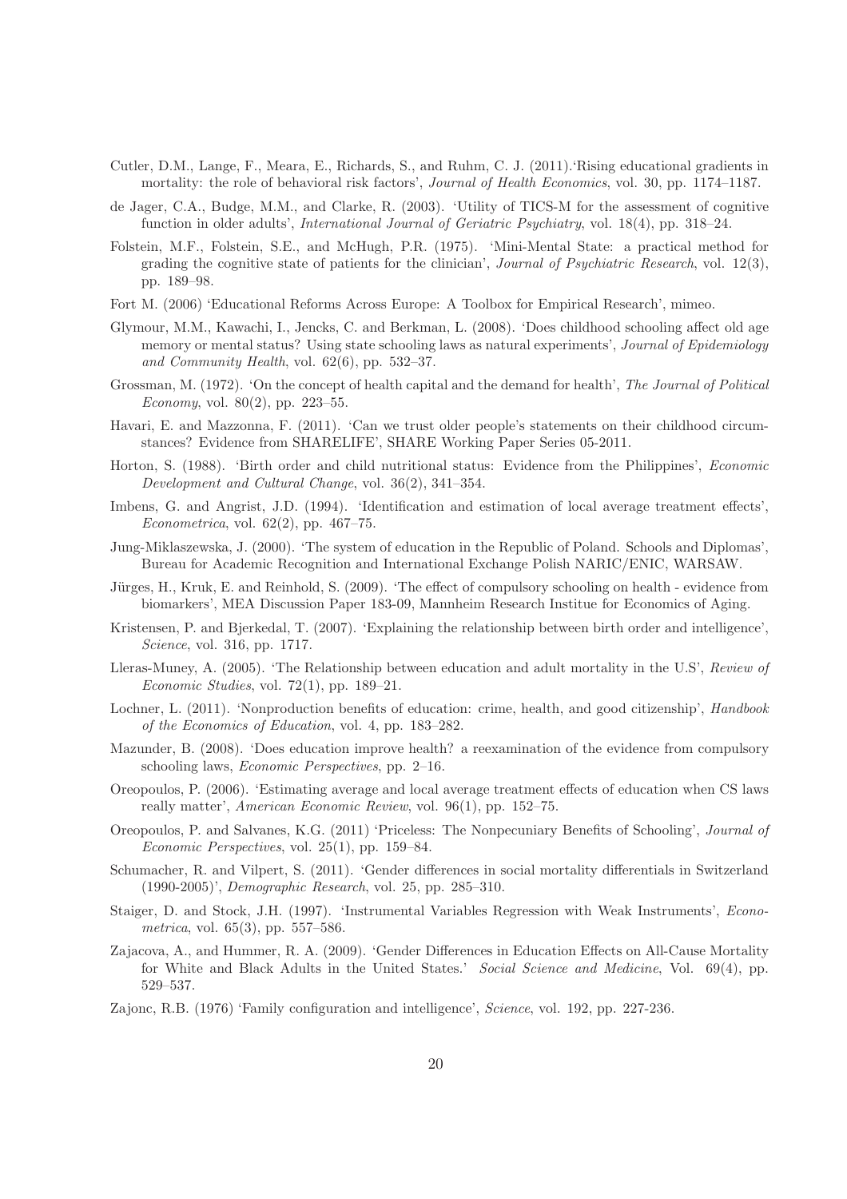Cutler, D.M., Lange, F., Meara, E., Richards, S., and Ruhm, C. J. (2011).'Rising educational gradients in mortality: the role of behavioral risk factors', *Journal of Health Economics*, vol. 30, pp. 1174–1187.

de Jager, C.A., Budge, M.M., and Clarke, R. (2003). 'Utility of TICS-M for the assessment of cognitive function in older adults', *International Journal of Geriatric Psychiatry*, vol. 18(4), pp. 318–24.

Folstein, M.F., Folstein, S.E., and McHugh, P.R. (1975). 'Mini-Mental State: a practical method for grading the cognitive state of patients for the clinician', *Journal of Psychiatric Research*, vol. 12(3), pp. 189–98.

Fort M. (2006) 'Educational Reforms Across Europe: A Toolbox for Empirical Research', mimeo.

Glymour, M.M., Kawachi, I., Jencks, C. and Berkman, L. (2008). 'Does childhood schooling affect old age memory or mental status? Using state schooling laws as natural experiments', *Journal of Epidemiology and Community Health*, vol. 62(6), pp. 532–37.

Grossman, M. (1972). 'On the concept of health capital and the demand for health', *The Journal of Political Economy*, vol. 80(2), pp. 223–55.

Havari, E. and Mazzonna, F. (2011). 'Can we trust older people's statements on their childhood circumstances? Evidence from SHARELIFE', SHARE Working Paper Series 05-2011.

Horton, S. (1988). 'Birth order and child nutritional status: Evidence from the Philippines', *Economic Development and Cultural Change*, vol. 36(2), 341–354.

Imbens, G. and Angrist, J.D. (1994). 'Identification and estimation of local average treatment effects', *Econometrica*, vol. 62(2), pp. 467–75.

Jung-Miklaszewska, J. (2000). 'The system of education in the Republic of Poland. Schools and Diplomas', Bureau for Academic Recognition and International Exchange Polish NARIC/ENIC, WARSAW.

Jürges, H., Kruk, E. and Reinhold, S. (2009). 'The effect of compulsory schooling on health - evidence from biomarkers', MEA Discussion Paper 183-09, Mannheim Research Institue for Economics of Aging.

Kristensen, P. and Bjerkedal, T. (2007). 'Explaining the relationship between birth order and intelligence', *Science*, vol. 316, pp. 1717.

Lleras-Muney, A. (2005). 'The Relationship between education and adult mortality in the U.S', *Review of Economic Studies*, vol. 72(1), pp. 189–21.

Lochner, L. (2011). 'Nonproduction benefits of education: crime, health, and good citizenship', *Handbook of the Economics of Education*, vol. 4, pp. 183–282.

Mazunder, B. (2008). 'Does education improve health? a reexamination of the evidence from compulsory schooling laws, *Economic Perspectives*, pp. 2–16.

Oreopoulos, P. (2006). 'Estimating average and local average treatment effects of education when CS laws really matter', *American Economic Review*, vol. 96(1), pp. 152–75.

Oreopoulos, P. and Salvanes, K.G. (2011) 'Priceless: The Nonpecuniary Benefits of Schooling', *Journal of Economic Perspectives*, vol. 25(1), pp. 159–84.

Schumacher, R. and Vilpert, S. (2011). 'Gender differences in social mortality differentials in Switzerland (1990-2005)', *Demographic Research*, vol. 25, pp. 285–310.

Staiger, D. and Stock, J.H. (1997). 'Instrumental Variables Regression with Weak Instruments', *Econometrica*, vol. 65(3), pp. 557–586.

Zajacova, A., and Hummer, R. A. (2009). 'Gender Differences in Education Effects on All-Cause Mortality for White and Black Adults in the United States.' *Social Science and Medicine*, Vol. 69(4), pp. 529–537.

Zajonc, R.B. (1976) 'Family configuration and intelligence', *Science*, vol. 192, pp. 227-236.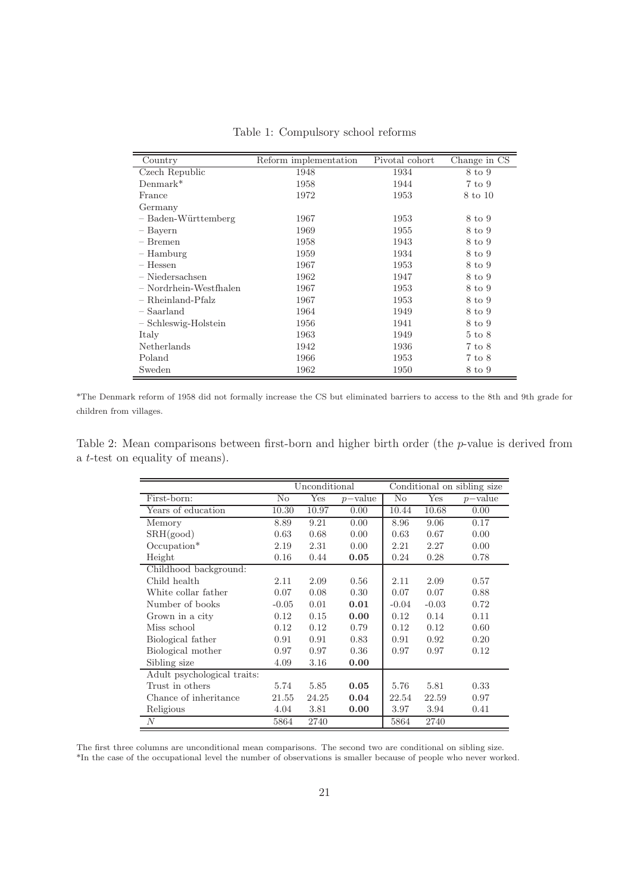Table 1: Compulsory school reforms

| Country | Reform implementation | Pivotal cohort | Change in CS |
|---|---|---|---|
| Czech Republic | 1948 | 1934 | 8 to 9 |
| Denmark* | 1958 | 1944 | 7 to 9 |
| France | 1972 | 1953 | 8 to 10 |
| Germany | | | |
| – Baden-Württemberg | 1967 | 1953 | 8 to 9 |
| – Bayern | 1969 | 1955 | 8 to 9 |
| – Bremen | 1958 | 1943 | 8 to 9 |
| – Hamburg | 1959 | 1934 | 8 to 9 |
| – Hessen | 1967 | 1953 | 8 to 9 |
| – Niedersachsen | 1962 | 1947 | 8 to 9 |
| – Nordrhein-Westfhalen | 1967 | 1953 | 8 to 9 |
| – Rheinland-Pfalz | 1967 | 1953 | 8 to 9 |
| – Saarland | 1964 | 1949 | 8 to 9 |
| – Schleswig-Holstein | 1956 | 1941 | 8 to 9 |
| Italy | 1963 | 1949 | 5 to 8 |
| Netherlands | 1942 | 1936 | 7 to 8 |
| Poland | 1966 | 1953 | 7 to 8 |
| Sweden | 1962 | 1950 | 8 to 9 |

*The Denmark reform of 1958 did not formally increase the CS but eliminated barriers to access to the 8th and 9th grade for children from villages.

Table 2: Mean comparisons between first-born and higher birth order (the $p$-value is derived from a $t$-test on equality of means).

| | Unconditional | | | Conditional on sibling size | | |
|---|---|---|---|---|---|---|
| First-born: | No | Yes | $p$−value | No | Yes | $p$−value |
| Years of education | 10.30 | 10.97 | 0.00 | 10.44 | 10.68 | 0.00 |
| Memory | 8.89 | 9.21 | 0.00 | 8.96 | 9.06 | 0.17 |
| SRH(good) | 0.63 | 0.68 | 0.00 | 0.63 | 0.67 | 0.00 |
| Occupation* | 2.19 | 2.31 | 0.00 | 2.21 | 2.27 | 0.00 |
| Height | 0.16 | 0.44 | **0.05** | 0.24 | 0.28 | 0.78 |
| Childhood background: | | | | | | |
| Child health | 2.11 | 2.09 | 0.56 | 2.11 | 2.09 | 0.57 |
| White collar father | 0.07 | 0.08 | 0.30 | 0.07 | 0.07 | 0.88 |
| Number of books | -0.05 | 0.01 | **0.01** | -0.04 | -0.03 | 0.72 |
| Grown in a city | 0.12 | 0.15 | **0.00** | 0.12 | 0.14 | 0.11 |
| Miss school | 0.12 | 0.12 | 0.79 | 0.12 | 0.12 | 0.60 |
| Biological father | 0.91 | 0.91 | 0.83 | 0.91 | 0.92 | 0.20 |
| Biological mother | 0.97 | 0.97 | 0.36 | 0.97 | 0.97 | 0.12 |
| Sibling size | 4.09 | 3.16 | **0.00** | | | |
| Adult psychological traits: | | | | | | |
| Trust in others | 5.74 | 5.85 | **0.05** | 5.76 | 5.81 | 0.33 |
| Chance of inheritance | 21.55 | 24.25 | **0.04** | 22.54 | 22.59 | 0.97 |
| Religious | 4.04 | 3.81 | **0.00** | 3.97 | 3.94 | 0.41 |
| $N$ | 5864 | 2740 | | 5864 | 2740 | |

The first three columns are unconditional mean comparisons. The second two are conditional on sibling size.
*In the case of the occupational level the number of observations is smaller because of people who never worked.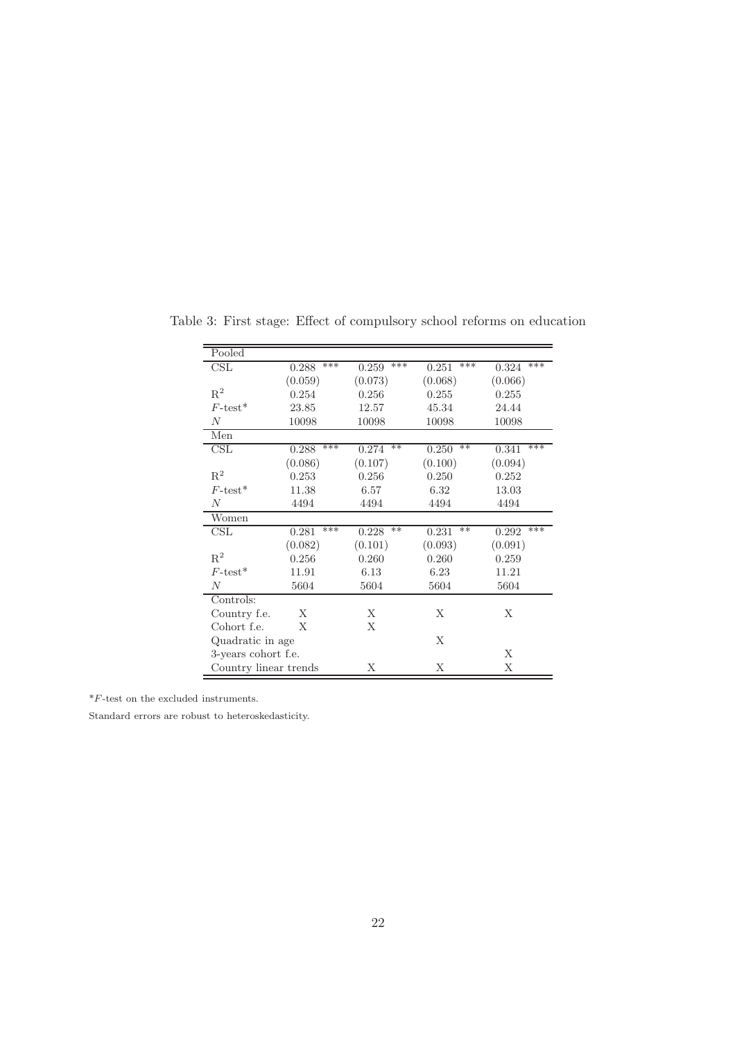Table 3: First stage: Effect of compulsory school reforms on education

| | (1) | (2) | (3) | (4) |
|---|---|---|---|---|
| **Pooled** | | | | |
| CSL | 0.288 *** | 0.259 *** | 0.251 *** | 0.324 *** |
| | (0.059) | (0.073) | (0.068) | (0.066) |
| $R^2$ | 0.254 | 0.256 | 0.255 | 0.255 |
| $F$-test* | 23.85 | 12.57 | 45.34 | 24.44 |
| $N$ | 10098 | 10098 | 10098 | 10098 |
| **Men** | | | | |
| CSL | 0.288 *** | 0.274 ** | 0.250 ** | 0.341 *** |
| | (0.086) | (0.107) | (0.100) | (0.094) |
| $R^2$ | 0.253 | 0.256 | 0.250 | 0.252 |
| $F$-test* | 11.38 | 6.57 | 6.32 | 13.03 |
| $N$ | 4494 | 4494 | 4494 | 4494 |
| **Women** | | | | |
| CSL | 0.281 *** | 0.228 ** | 0.231 ** | 0.292 *** |
| | (0.082) | (0.101) | (0.093) | (0.091) |
| $R^2$ | 0.256 | 0.260 | 0.260 | 0.259 |
| $F$-test* | 11.91 | 6.13 | 6.23 | 11.21 |
| $N$ | 5604 | 5604 | 5604 | 5604 |
| Controls: | | | | |
| Country f.e. | X | X | X | X |
| Cohort f.e. | X | X | | |
| Quadratic in age | | | X | |
| 3-years cohort f.e. | | | | X |
| Country linear trends | | X | X | X |

*$F$-test on the excluded instruments.

Standard errors are robust to heteroskedasticity.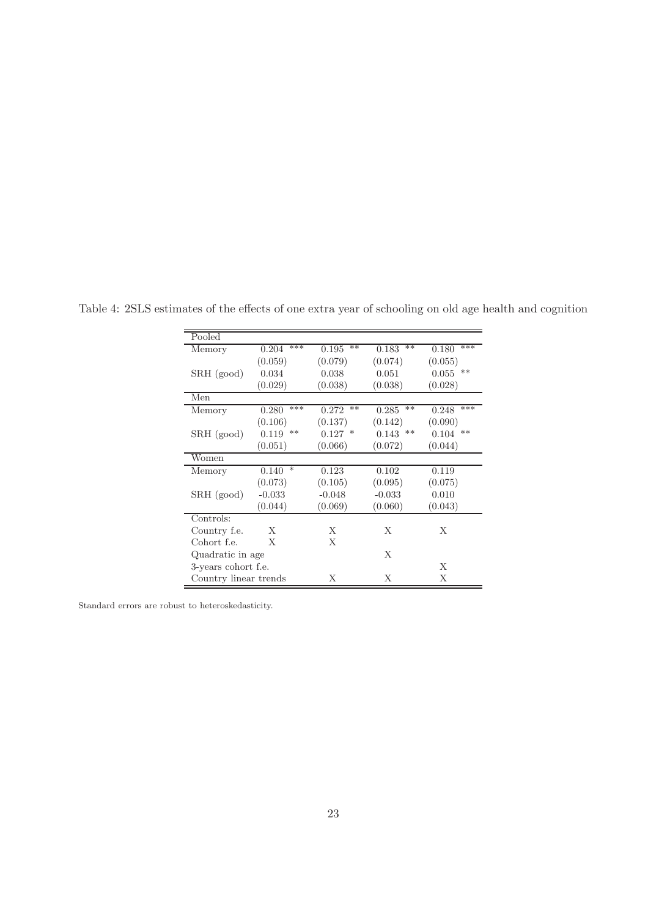Table 4: 2SLS estimates of the effects of one extra year of schooling on old age health and cognition

| | (1) | (2) | (3) | (4) |
|---|---|---|---|---|
| **Pooled** | | | | |
| Memory | 0.204 *** | 0.195 ** | 0.183 ** | 0.180 *** |
| | (0.059) | (0.079) | (0.074) | (0.055) |
| SRH (good) | 0.034 | 0.038 | 0.051 | 0.055 ** |
| | (0.029) | (0.038) | (0.038) | (0.028) |
| **Men** | | | | |
| Memory | 0.280 *** | 0.272 ** | 0.285 ** | 0.248 *** |
| | (0.106) | (0.137) | (0.142) | (0.090) |
| SRH (good) | 0.119 ** | 0.127 * | 0.143 ** | 0.104 ** |
| | (0.051) | (0.066) | (0.072) | (0.044) |
| **Women** | | | | |
| Memory | 0.140 * | 0.123 | 0.102 | 0.119 |
| | (0.073) | (0.105) | (0.095) | (0.075) |
| SRH (good) | -0.033 | -0.048 | -0.033 | 0.010 |
| | (0.044) | (0.069) | (0.060) | (0.043) |
| Controls: | | | | |
| Country f.e. | X | X | X | X |
| Cohort f.e. | X | X | | |
| Quadratic in age | | | X | |
| 3-years cohort f.e. | | | | X |
| Country linear trends | | X | X | X |

Standard errors are robust to heteroskedasticity.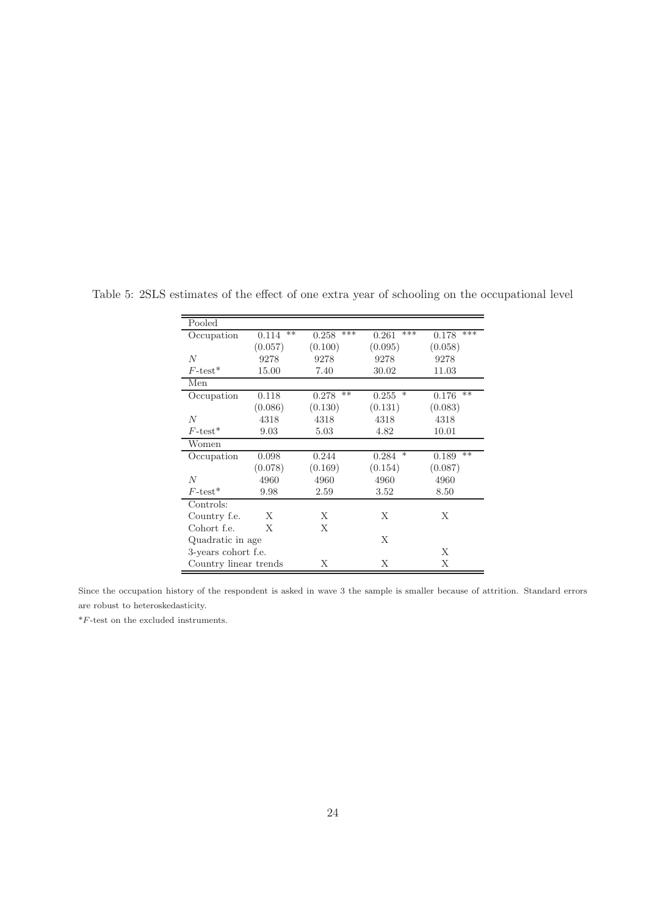Table 5: 2SLS estimates of the effect of one extra year of schooling on the occupational level

| | | | | |
|---|---|---|---|---|
| **Pooled** | | | | |
| Occupation | 0.114 ** | 0.258 *** | 0.261 *** | 0.178 *** |
| | (0.057) | (0.100) | (0.095) | (0.058) |
| $N$ | 9278 | 9278 | 9278 | 9278 |
| $F$-test* | 15.00 | 7.40 | 30.02 | 11.03 |
| **Men** | | | | |
| Occupation | 0.118 | 0.278 ** | 0.255 * | 0.176 ** |
| | (0.086) | (0.130) | (0.131) | (0.083) |
| $N$ | 4318 | 4318 | 4318 | 4318 |
| $F$-test* | 9.03 | 5.03 | 4.82 | 10.01 |
| **Women** | | | | |
| Occupation | 0.098 | 0.244 | 0.284 * | 0.189 ** |
| | (0.078) | (0.169) | (0.154) | (0.087) |
| $N$ | 4960 | 4960 | 4960 | 4960 |
| $F$-test* | 9.98 | 2.59 | 3.52 | 8.50 |
| Controls: | | | | |
| Country f.e. | X | X | X | X |
| Cohort f.e. | X | X | | |
| Quadratic in age | | | X | |
| 3-years cohort f.e. | | | | X |
| Country linear trends | | X | X | X |

Since the occupation history of the respondent is asked in wave 3 the sample is smaller because of attrition. Standard errors are robust to heteroskedasticity.

*$F$-test on the excluded instruments.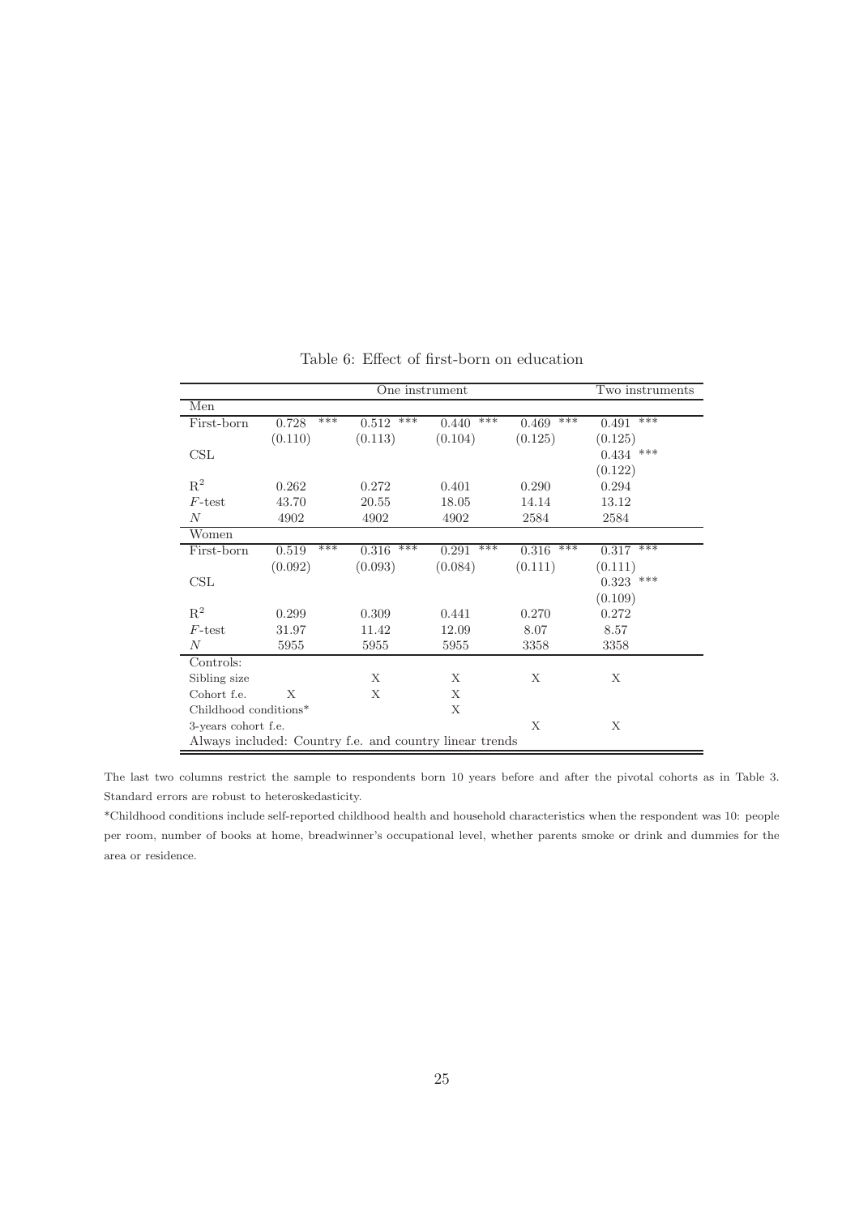Table 6: Effect of first-born on education

| | One instrument | | | | Two instruments |
|---|---|---|---|---|---|
| Men | | | | | |
| First-born | 0.728 *** | 0.512 *** | 0.440 *** | 0.469 *** | 0.491 *** |
| | (0.110) | (0.113) | (0.104) | (0.125) | (0.125) |
| CSL | | | | | 0.434 *** |
| | | | | | (0.122) |
| $R^2$ | 0.262 | 0.272 | 0.401 | 0.290 | 0.294 |
| $F$-test | 43.70 | 20.55 | 18.05 | 14.14 | 13.12 |
| $N$ | 4902 | 4902 | 4902 | 2584 | 2584 |
| Women | | | | | |
| First-born | 0.519 *** | 0.316 *** | 0.291 *** | 0.316 *** | 0.317 *** |
| | (0.092) | (0.093) | (0.084) | (0.111) | (0.111) |
| CSL | | | | | 0.323 *** |
| | | | | | (0.109) |
| $R^2$ | 0.299 | 0.309 | 0.441 | 0.270 | 0.272 |
| $F$-test | 31.97 | 11.42 | 12.09 | 8.07 | 8.57 |
| $N$ | 5955 | 5955 | 5955 | 3358 | 3358 |
| Controls: | | | | | |
| Sibling size | | X | X | X | X |
| Cohort f.e. | X | X | X | | |
| Childhood conditions* | | | X | | |
| 3-years cohort f.e. | | | | X | X |
| Always included: Country f.e. and country linear trends | | | | | |

The last two columns restrict the sample to respondents born 10 years before and after the pivotal cohorts as in Table 3. Standard errors are robust to heteroskedasticity.

*Childhood conditions include self-reported childhood health and household characteristics when the respondent was 10: people per room, number of books at home, breadwinner's occupational level, whether parents smoke or drink and dummies for the area or residence.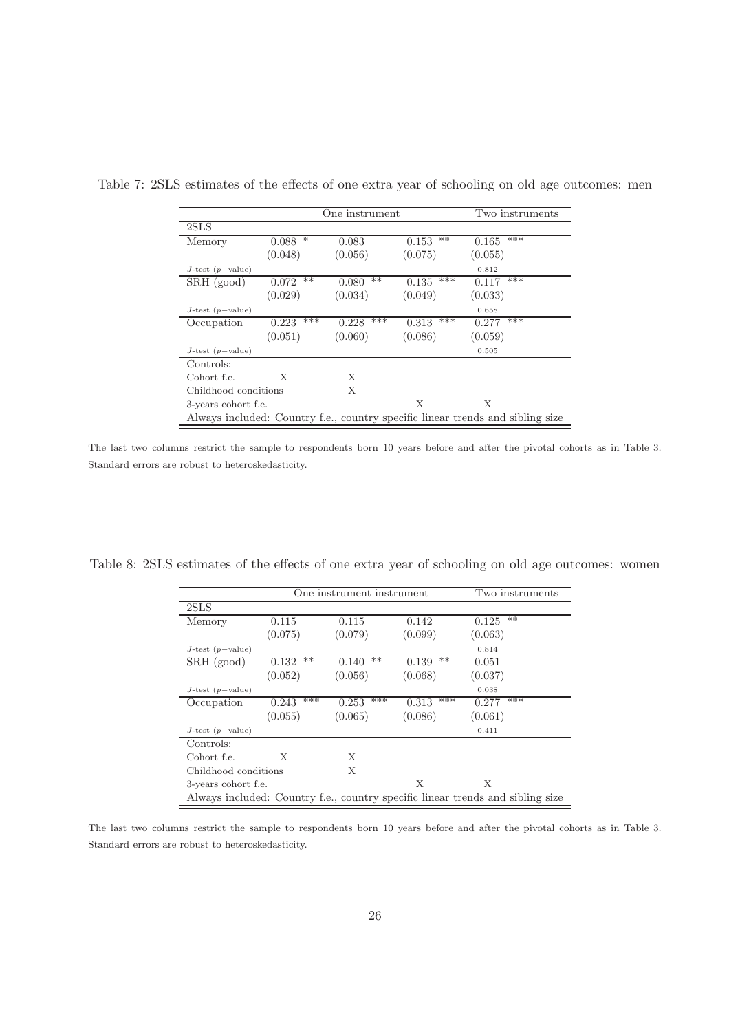Table 7: 2SLS estimates of the effects of one extra year of schooling on old age outcomes: men

| | One instrument | | | Two instruments |
|---|---|---|---|---|
| 2SLS | | | | |
| Memory | 0.088 * | 0.083 | 0.153 ** | 0.165 *** |
| | (0.048) | (0.056) | (0.075) | (0.055) |
| *J*-test (*p*−value) | | | | 0.812 |
| SRH (good) | 0.072 ** | 0.080 ** | 0.135 *** | 0.117 *** |
| | (0.029) | (0.034) | (0.049) | (0.033) |
| *J*-test (*p*−value) | | | | 0.658 |
| Occupation | 0.223 *** | 0.228 *** | 0.313 *** | 0.277 *** |
| | (0.051) | (0.060) | (0.086) | (0.059) |
| *J*-test (*p*−value) | | | | 0.505 |
| Controls: | | | | |
| Cohort f.e. | X | X | | |
| Childhood conditions | | X | | |
| 3-years cohort f.e. | | | X | X |
| Always included: Country f.e., country specific linear trends and sibling size | | | | |

The last two columns restrict the sample to respondents born 10 years before and after the pivotal cohorts as in Table 3. Standard errors are robust to heteroskedasticity.

Table 8: 2SLS estimates of the effects of one extra year of schooling on old age outcomes: women

| | One instrument instrument | | | Two instruments |
|---|---|---|---|---|
| 2SLS | | | | |
| Memory | 0.115 | 0.115 | 0.142 | 0.125 ** |
| | (0.075) | (0.079) | (0.099) | (0.063) |
| *J*-test (*p*−value) | | | | 0.814 |
| SRH (good) | 0.132 ** | 0.140 ** | 0.139 ** | 0.051 |
| | (0.052) | (0.056) | (0.068) | (0.037) |
| *J*-test (*p*−value) | | | | 0.038 |
| Occupation | 0.243 *** | 0.253 *** | 0.313 *** | 0.277 *** |
| | (0.055) | (0.065) | (0.086) | (0.061) |
| *J*-test (*p*−value) | | | | 0.411 |
| Controls: | | | | |
| Cohort f.e. | X | X | | |
| Childhood conditions | | X | | |
| 3-years cohort f.e. | | | X | X |
| Always included: Country f.e., country specific linear trends and sibling size | | | | |

The last two columns restrict the sample to respondents born 10 years before and after the pivotal cohorts as in Table 3. Standard errors are robust to heteroskedasticity.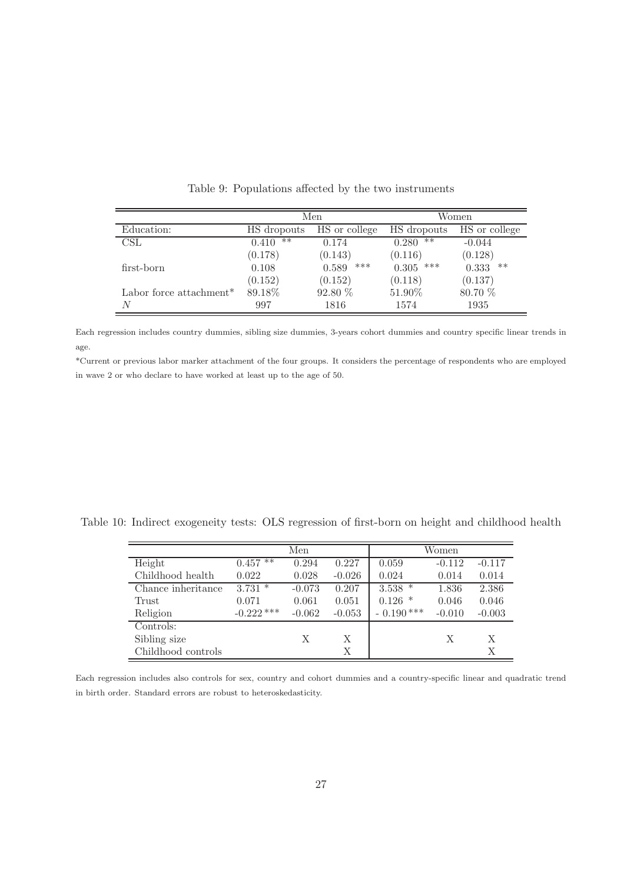Table 9: Populations affected by the two instruments

| | Men | | Women | |
|---|---|---|---|---|
| Education: | HS dropouts | HS or college | HS dropouts | HS or college |
| CSL | 0.410 ** | 0.174 | 0.280 ** | -0.044 |
| | (0.178) | (0.143) | (0.116) | (0.128) |
| first-born | 0.108 | 0.589 *** | 0.305 *** | 0.333 ** |
| | (0.152) | (0.152) | (0.118) | (0.137) |
| Labor force attachment* | 89.18% | 92.80 % | 51.90% | 80.70 % |
| $N$ | 997 | 1816 | 1574 | 1935 |

Each regression includes country dummies, sibling size dummies, 3-years cohort dummies and country specific linear trends in age.

*Current or previous labor marker attachment of the four groups. It considers the percentage of respondents who are employed in wave 2 or who declare to have worked at least up to the age of 50.

Table 10: Indirect exogeneity tests: OLS regression of first-born on height and childhood health

| | Men | | | Women | | |
|---|---|---|---|---|---|---|
| Height | 0.457 ** | 0.294 | 0.227 | 0.059 | -0.112 | -0.117 |
| Childhood health | 0.022 | 0.028 | -0.026 | 0.024 | 0.014 | 0.014 |
| Chance inheritance | 3.731 * | -0.073 | 0.207 | 3.538 * | 1.836 | 2.386 |
| Trust | 0.071 | 0.061 | 0.051 | 0.126 * | 0.046 | 0.046 |
| Religion | -0.222 *** | -0.062 | -0.053 | - 0.190 *** | -0.010 | -0.003 |
| Controls: | | | | | | |
| Sibling size | | X | X | | X | X |
| Childhood controls | | | X | | | X |

Each regression includes also controls for sex, country and cohort dummies and a country-specific linear and quadratic trend in birth order. Standard errors are robust to heteroskedasticity.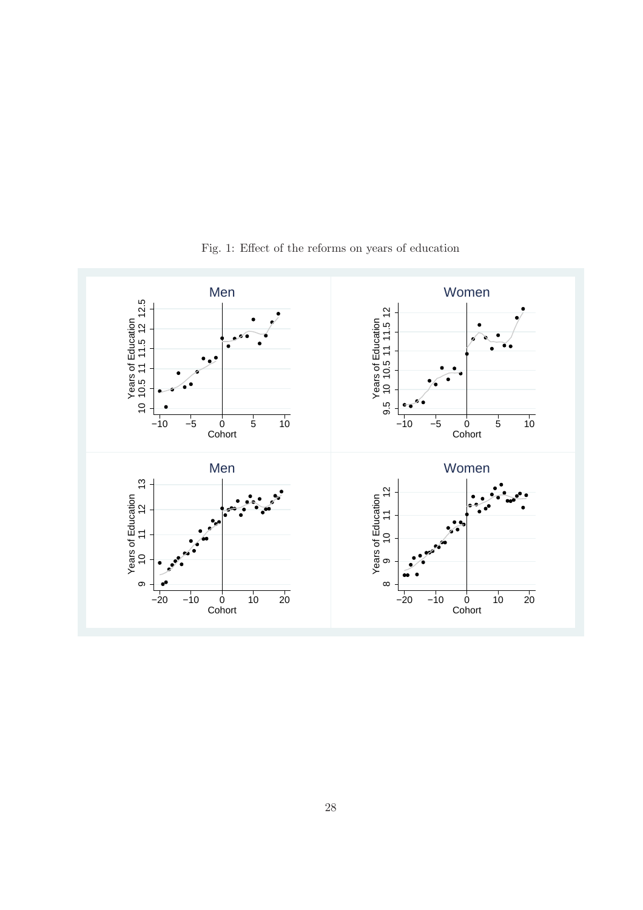Fig. 1: Effect of the reforms on years of education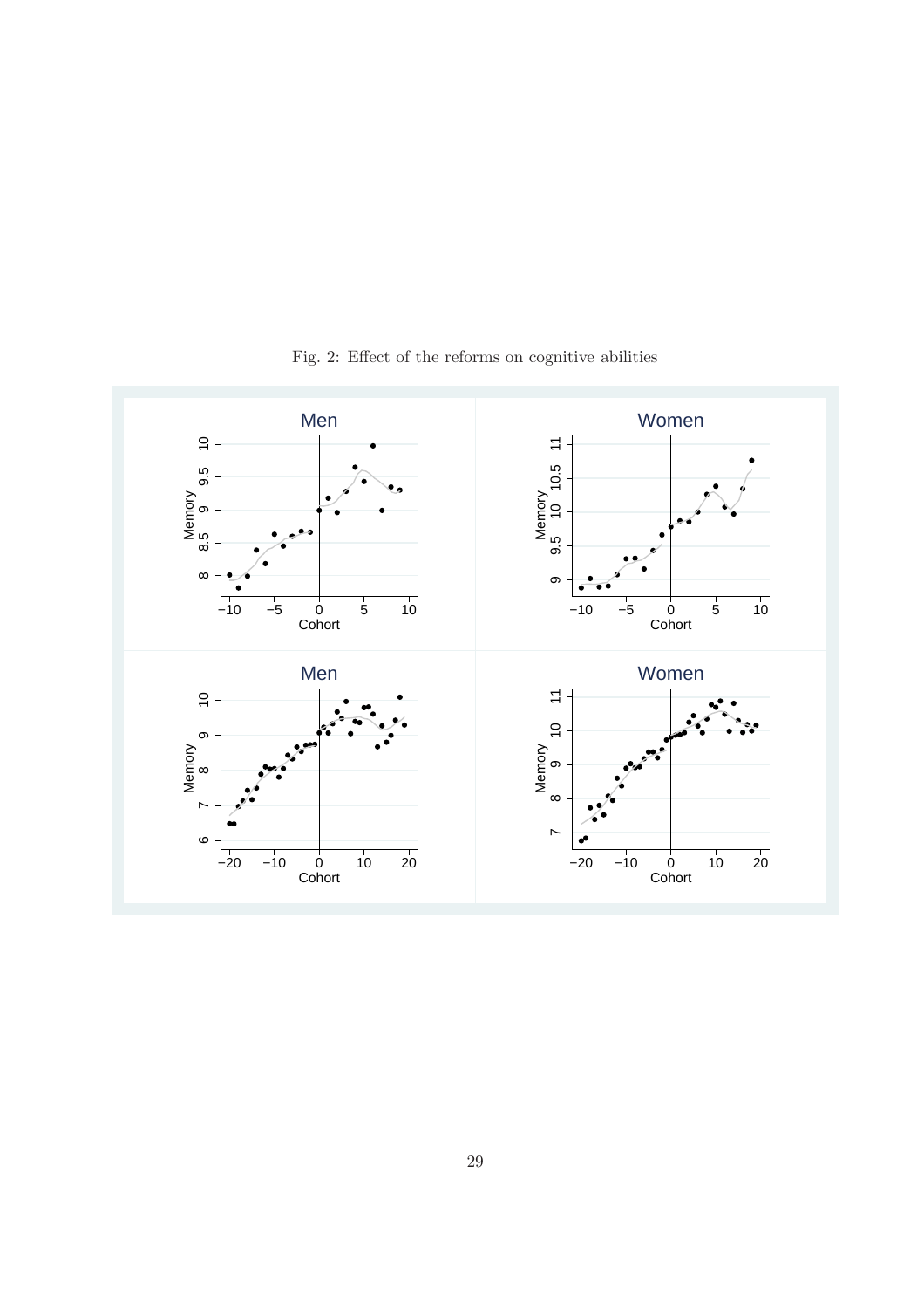Fig. 2: Effect of the reforms on cognitive abilities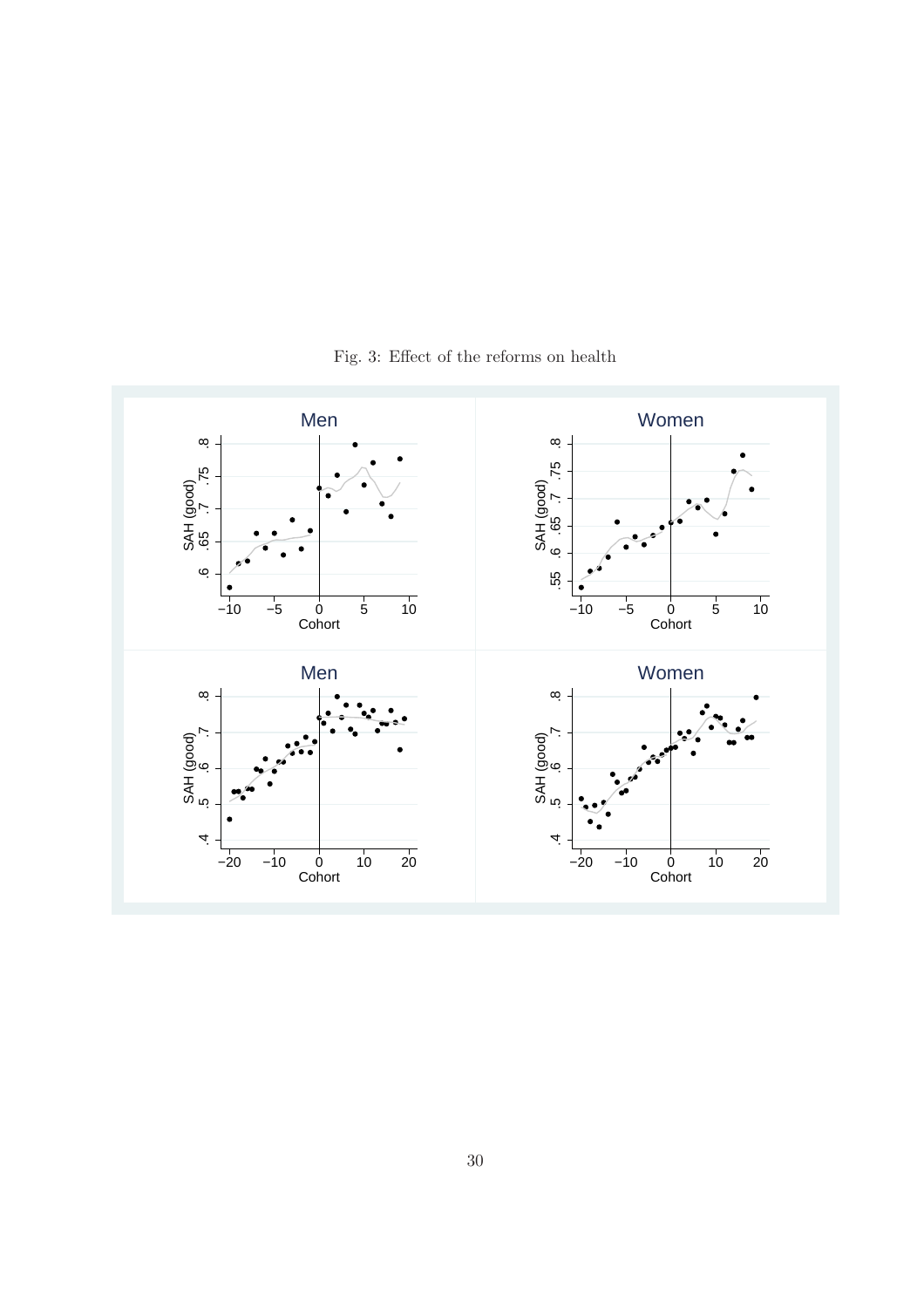Fig. 3: Effect of the reforms on health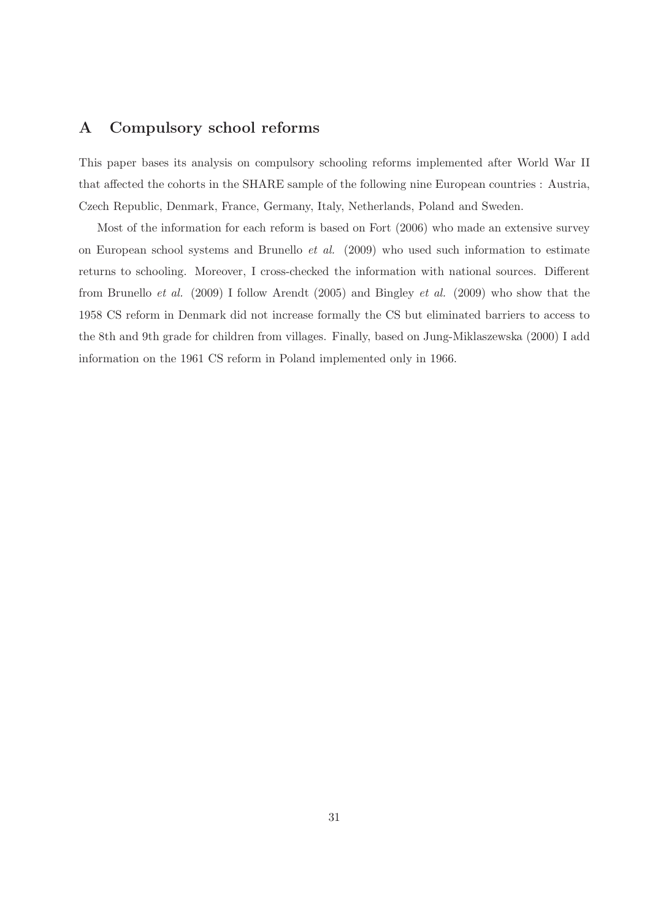# A Compulsory school reforms

This paper bases its analysis on compulsory schooling reforms implemented after World War II that affected the cohorts in the SHARE sample of the following nine European countries : Austria, Czech Republic, Denmark, France, Germany, Italy, Netherlands, Poland and Sweden.

Most of the information for each reform is based on Fort (2006) who made an extensive survey on European school systems and Brunello *et al.* (2009) who used such information to estimate returns to schooling. Moreover, I cross-checked the information with national sources. Different from Brunello *et al.* (2009) I follow Arendt (2005) and Bingley *et al.* (2009) who show that the 1958 CS reform in Denmark did not increase formally the CS but eliminated barriers to access to the 8th and 9th grade for children from villages. Finally, based on Jung-Miklaszewska (2000) I add information on the 1961 CS reform in Poland implemented only in 1966.